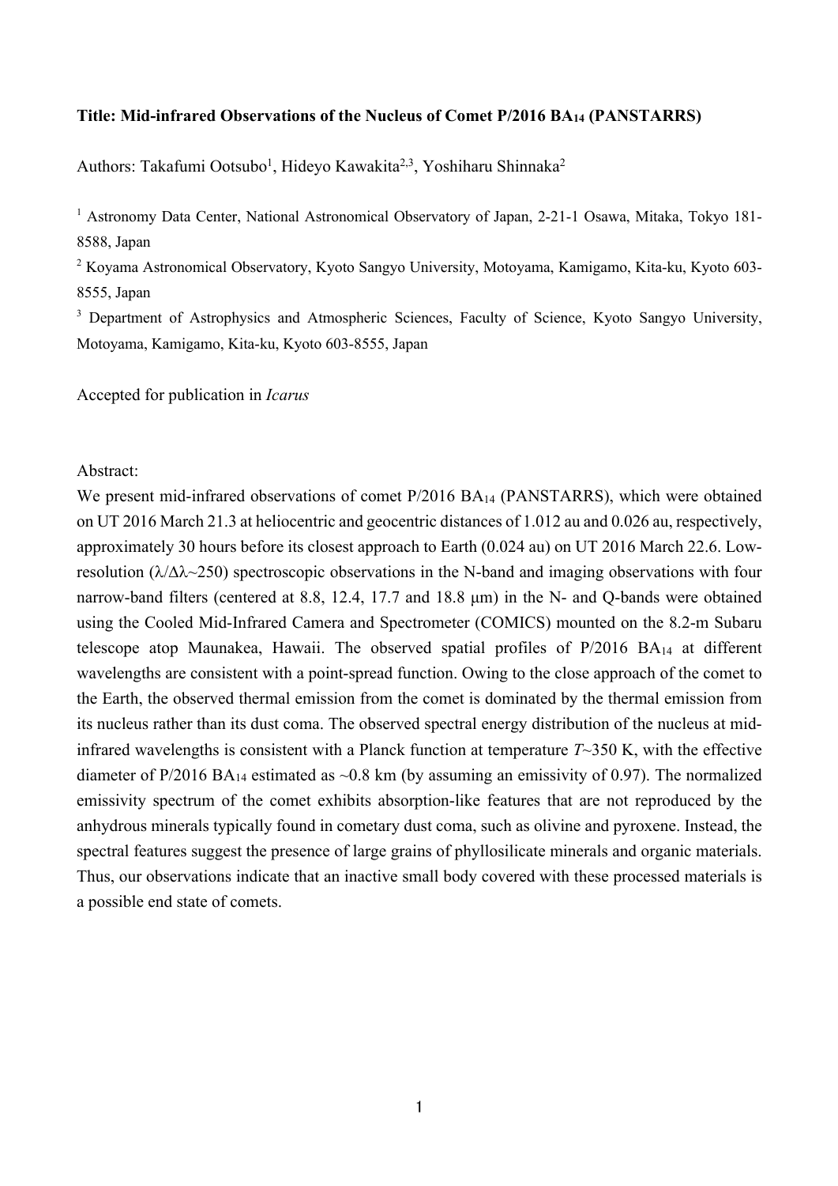**Title: Mid-infrared Observations of the Nucleus of Comet P/2016 $BA_{14}$ (PANSTARRS)**

Authors: Takafumi Ootsubo[1], Hideyo Kawakita[2,3], Yoshiharu Shinnaka[2]

[1] Astronomy Data Center, National Astronomical Observatory of Japan, 2-21-1 Osawa, Mitaka, Tokyo 181-8588, Japan

[2] Koyama Astronomical Observatory, Kyoto Sangyo University, Motoyama, Kamigamo, Kita-ku, Kyoto 603-8555, Japan

[3] Department of Astrophysics and Atmospheric Sciences, Faculty of Science, Kyoto Sangyo University, Motoyama, Kamigamo, Kita-ku, Kyoto 603-8555, Japan

Accepted for publication in *Icarus*

Abstract:

We present mid-infrared observations of comet P/2016 $BA_{14}$ (PANSTARRS), which were obtained on UT 2016 March 21.3 at heliocentric and geocentric distances of 1.012 au and 0.026 au, respectively, approximately 30 hours before its closest approach to Earth (0.024 au) on UT 2016 March 22.6. Low-resolution ($\lambda/\Delta\lambda \sim 250$) spectroscopic observations in the N-band and imaging observations with four narrow-band filters (centered at 8.8, 12.4, 17.7 and 18.8 μm) in the N- and Q-bands were obtained using the Cooled Mid-Infrared Camera and Spectrometer (COMICS) mounted on the 8.2-m Subaru telescope atop Maunakea, Hawaii. The observed spatial profiles of P/2016 $BA_{14}$ at different wavelengths are consistent with a point-spread function. Owing to the close approach of the comet to the Earth, the observed thermal emission from the comet is dominated by the thermal emission from its nucleus rather than its dust coma. The observed spectral energy distribution of the nucleus at mid-infrared wavelengths is consistent with a Planck function at temperature $T \sim 350$ K, with the effective diameter of P/2016 $BA_{14}$ estimated as ~0.8 km (by assuming an emissivity of 0.97). The normalized emissivity spectrum of the comet exhibits absorption-like features that are not reproduced by the anhydrous minerals typically found in cometary dust coma, such as olivine and pyroxene. Instead, the spectral features suggest the presence of large grains of phyllosilicate minerals and organic materials. Thus, our observations indicate that an inactive small body covered with these processed materials is a possible end state of comets.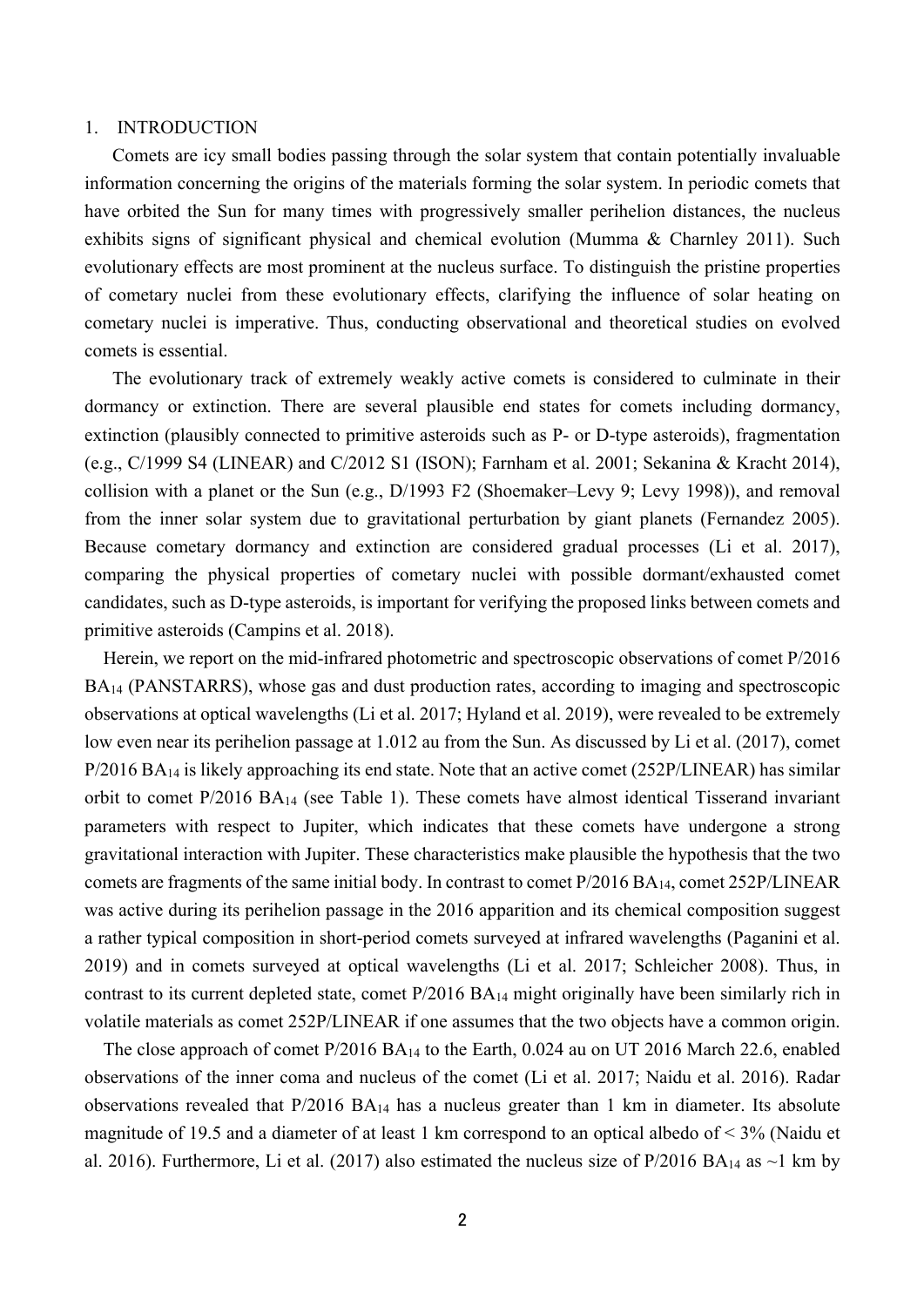# 1. INTRODUCTION

Comets are icy small bodies passing through the solar system that contain potentially invaluable information concerning the origins of the materials forming the solar system. In periodic comets that have orbited the Sun for many times with progressively smaller perihelion distances, the nucleus exhibits signs of significant physical and chemical evolution (Mumma & Charnley 2011). Such evolutionary effects are most prominent at the nucleus surface. To distinguish the pristine properties of cometary nuclei from these evolutionary effects, clarifying the influence of solar heating on cometary nuclei is imperative. Thus, conducting observational and theoretical studies on evolved comets is essential.

The evolutionary track of extremely weakly active comets is considered to culminate in their dormancy or extinction. There are several plausible end states for comets including dormancy, extinction (plausibly connected to primitive asteroids such as P- or D-type asteroids), fragmentation (e.g., C/1999 S4 (LINEAR) and C/2012 S1 (ISON); Farnham et al. 2001; Sekanina & Kracht 2014), collision with a planet or the Sun (e.g., D/1993 F2 (Shoemaker–Levy 9; Levy 1998)), and removal from the inner solar system due to gravitational perturbation by giant planets (Fernandez 2005). Because cometary dormancy and extinction are considered gradual processes (Li et al. 2017), comparing the physical properties of cometary nuclei with possible dormant/exhausted comet candidates, such as D-type asteroids, is important for verifying the proposed links between comets and primitive asteroids (Campins et al. 2018).

Herein, we report on the mid-infrared photometric and spectroscopic observations of comet P/2016 $BA_{14}$ (PANSTARRS), whose gas and dust production rates, according to imaging and spectroscopic observations at optical wavelengths (Li et al. 2017; Hyland et al. 2019), were revealed to be extremely low even near its perihelion passage at 1.012 au from the Sun. As discussed by Li et al. (2017), comet P/2016 $BA_{14}$ is likely approaching its end state. Note that an active comet (252P/LINEAR) has similar orbit to comet P/2016 $BA_{14}$ (see Table 1). These comets have almost identical Tisserand invariant parameters with respect to Jupiter, which indicates that these comets have undergone a strong gravitational interaction with Jupiter. These characteristics make plausible the hypothesis that the two comets are fragments of the same initial body. In contrast to comet P/2016 $BA_{14}$, comet 252P/LINEAR was active during its perihelion passage in the 2016 apparition and its chemical composition suggest a rather typical composition in short-period comets surveyed at infrared wavelengths (Paganini et al. 2019) and in comets surveyed at optical wavelengths (Li et al. 2017; Schleicher 2008). Thus, in contrast to its current depleted state, comet P/2016 $BA_{14}$ might originally have been similarly rich in volatile materials as comet 252P/LINEAR if one assumes that the two objects have a common origin.

The close approach of comet P/2016 $BA_{14}$ to the Earth, 0.024 au on UT 2016 March 22.6, enabled observations of the inner coma and nucleus of the comet (Li et al. 2017; Naidu et al. 2016). Radar observations revealed that P/2016 $BA_{14}$ has a nucleus greater than 1 km in diameter. Its absolute magnitude of 19.5 and a diameter of at least 1 km correspond to an optical albedo of < 3% (Naidu et al. 2016). Furthermore, Li et al. (2017) also estimated the nucleus size of P/2016 $BA_{14}$ as ~1 km by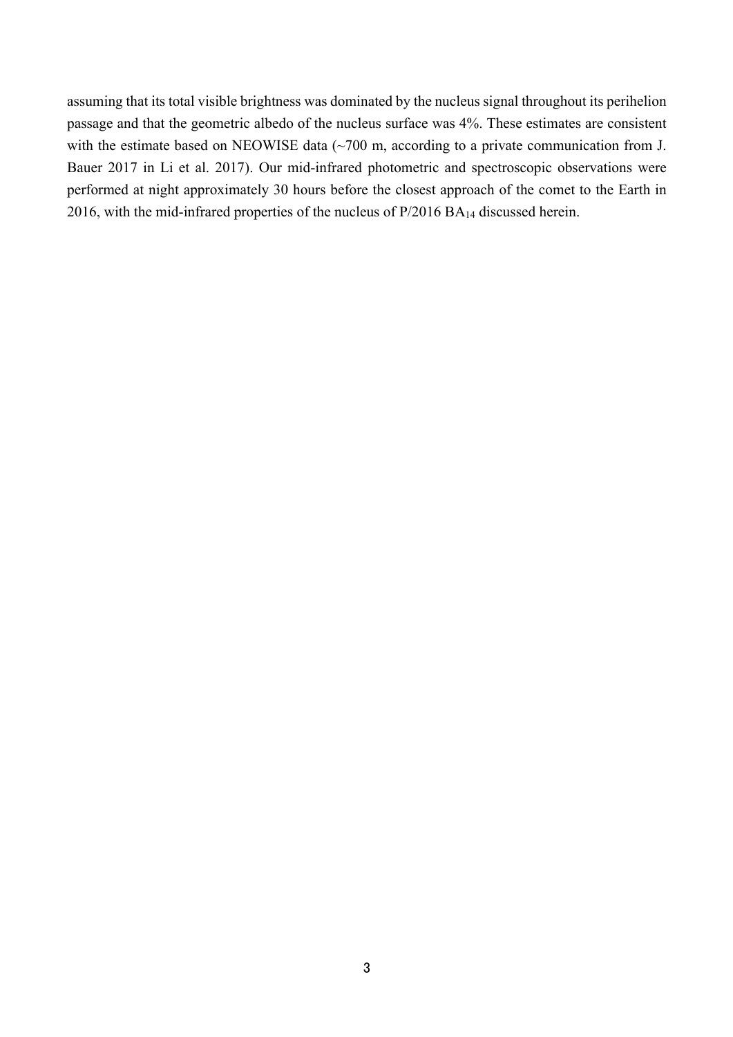assuming that its total visible brightness was dominated by the nucleus signal throughout its perihelion passage and that the geometric albedo of the nucleus surface was 4%. These estimates are consistent with the estimate based on NEOWISE data (~700 m, according to a private communication from J. Bauer 2017 in Li et al. 2017). Our mid-infrared photometric and spectroscopic observations were performed at night approximately 30 hours before the closest approach of the comet to the Earth in 2016, with the mid-infrared properties of the nucleus of P/2016 $BA_{14}$ discussed herein.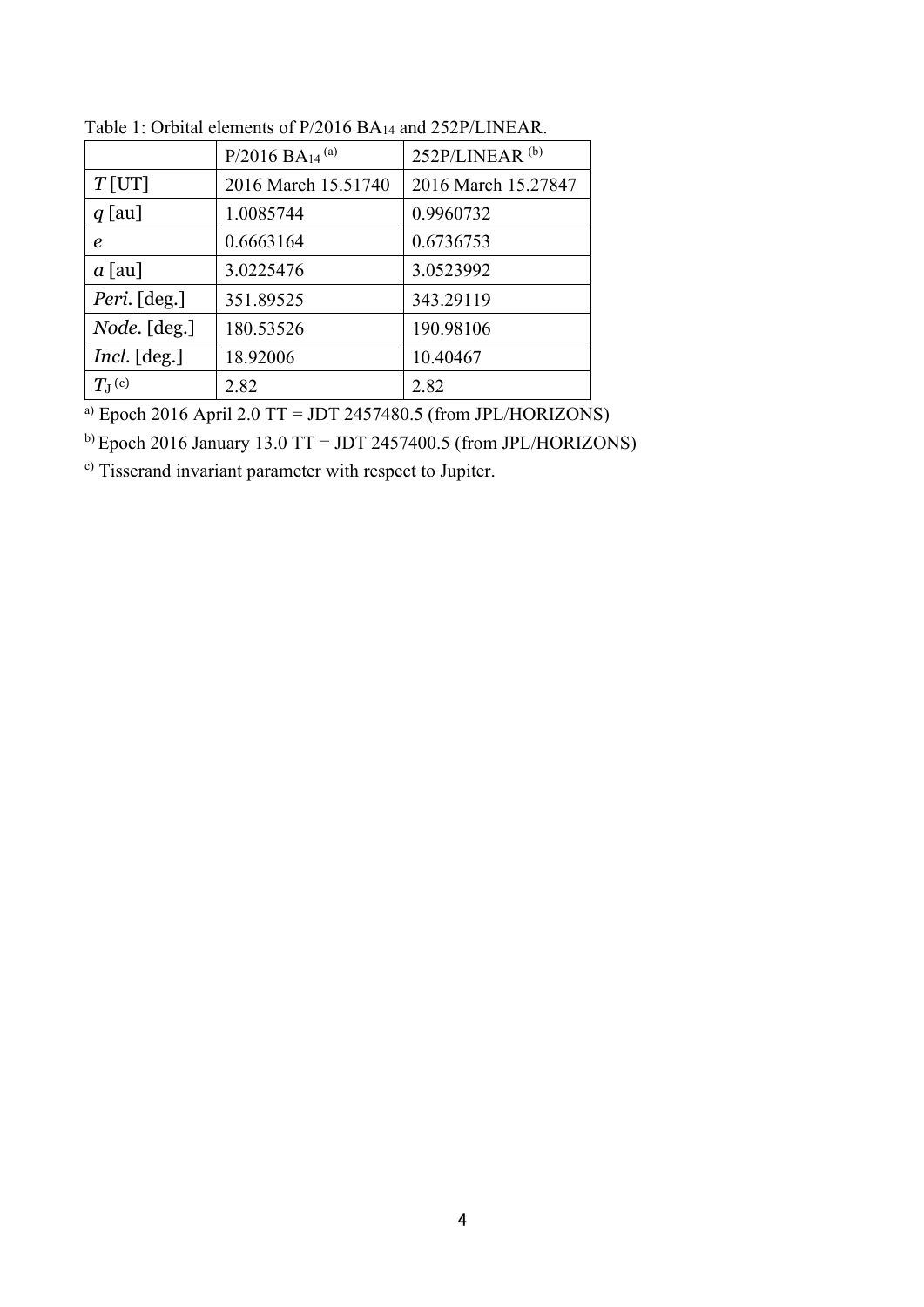Table 1: Orbital elements of P/2016 $BA_{14}$ and 252P/LINEAR.

| | P/2016 $BA_{14}$ [(a)] | 252P/LINEAR [(b)] |
|---|---|---|
| $T$ [UT] | 2016 March 15.51740 | 2016 March 15.27847 |
| $q$ [au] | 1.0085744 | 0.9960732 |
| $e$ | 0.6663164 | 0.6736753 |
| $a$ [au] | 3.0225476 | 3.0523992 |
| *Peri.* [deg.] | 351.89525 | 343.29119 |
| *Node.* [deg.] | 180.53526 | 190.98106 |
| *Incl.* [deg.] | 18.92006 | 10.40467 |
| $T_J$ [(c)] | 2.82 | 2.82 |

[a] Epoch 2016 April 2.0 TT = JDT 2457480.5 (from JPL/HORIZONS)

[b] Epoch 2016 January 13.0 TT = JDT 2457400.5 (from JPL/HORIZONS)

[c] Tisserand invariant parameter with respect to Jupiter.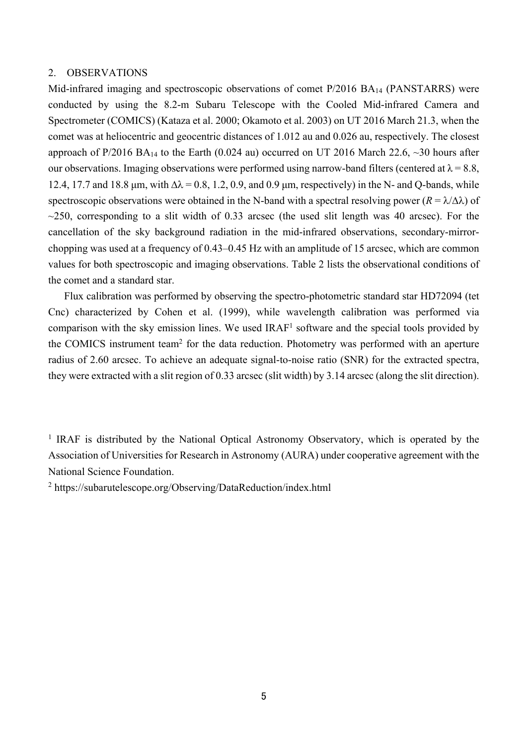## 2. OBSERVATIONS

Mid-infrared imaging and spectroscopic observations of comet P/2016 $BA_{14}$ (PANSTARRS) were conducted by using the 8.2-m Subaru Telescope with the Cooled Mid-infrared Camera and Spectrometer (COMICS) (Kataza et al. 2000; Okamoto et al. 2003) on UT 2016 March 21.3, when the comet was at heliocentric and geocentric distances of 1.012 au and 0.026 au, respectively. The closest approach of P/2016 $BA_{14}$ to the Earth (0.024 au) occurred on UT 2016 March 22.6, ~30 hours after our observations. Imaging observations were performed using narrow-band filters (centered at $\lambda$ = 8.8, 12.4, 17.7 and 18.8 μm, with $\Delta\lambda$ = 0.8, 1.2, 0.9, and 0.9 μm, respectively) in the N- and Q-bands, while spectroscopic observations were obtained in the N-band with a spectral resolving power ($R = \lambda/\Delta\lambda$) of ~250, corresponding to a slit width of 0.33 arcsec (the used slit length was 40 arcsec). For the cancellation of the sky background radiation in the mid-infrared observations, secondary-mirror-chopping was used at a frequency of 0.43–0.45 Hz with an amplitude of 15 arcsec, which are common values for both spectroscopic and imaging observations. Table 2 lists the observational conditions of the comet and a standard star.

Flux calibration was performed by observing the spectro-photometric standard star HD72094 (tet Cnc) characterized by Cohen et al. (1999), while wavelength calibration was performed via comparison with the sky emission lines. We used IRAF[1] software and the special tools provided by the COMICS instrument team[2] for the data reduction. Photometry was performed with an aperture radius of 2.60 arcsec. To achieve an adequate signal-to-noise ratio (SNR) for the extracted spectra, they were extracted with a slit region of 0.33 arcsec (slit width) by 3.14 arcsec (along the slit direction).

[1] IRAF is distributed by the National Optical Astronomy Observatory, which is operated by the Association of Universities for Research in Astronomy (AURA) under cooperative agreement with the National Science Foundation.

[2] https://subarutelescope.org/Observing/DataReduction/index.html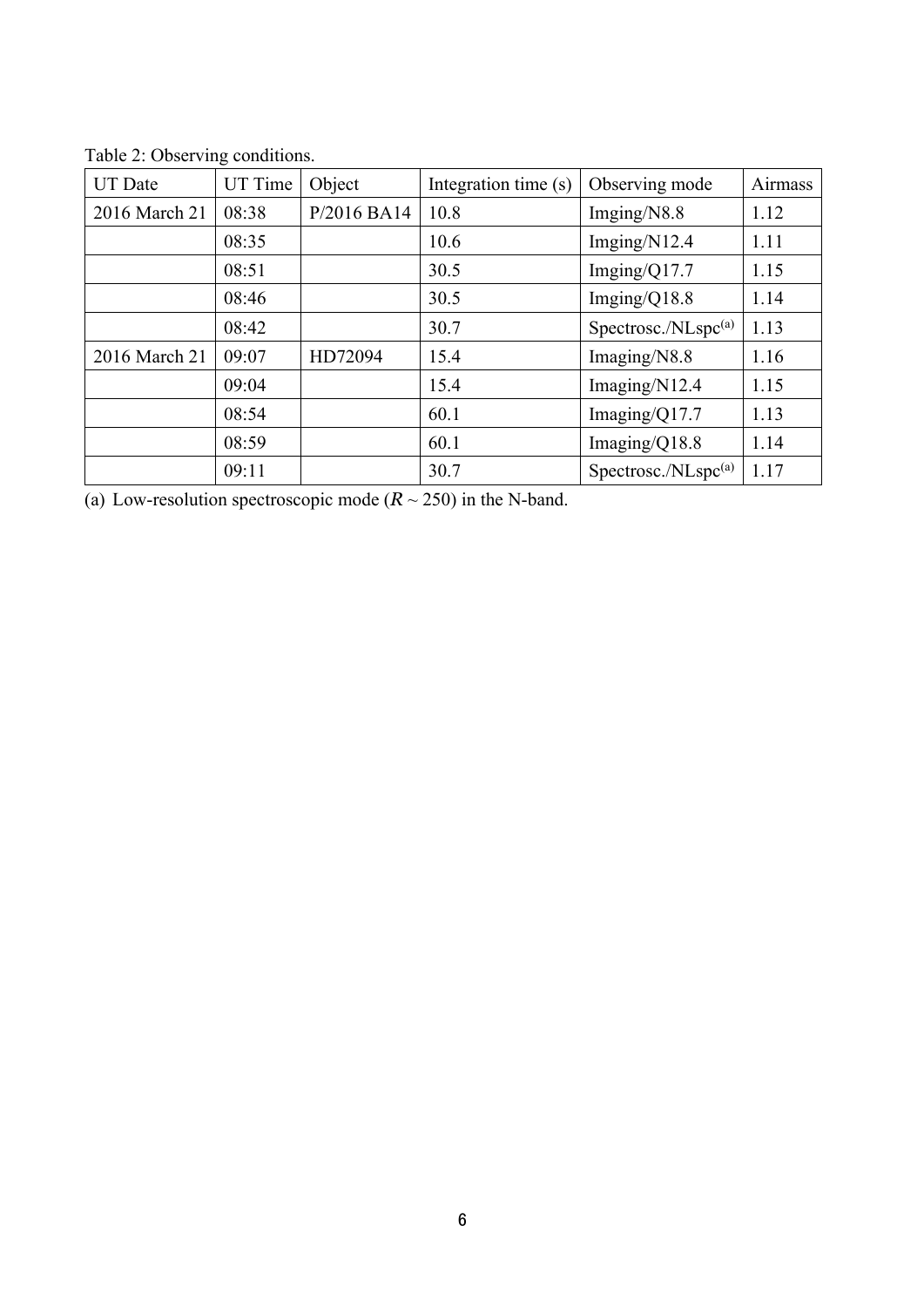Table 2: Observing conditions.

| UT Date | UT Time | Object | Integration time (s) | Observing mode | Airmass |
| --- | --- | --- | --- | --- | --- |
| 2016 March 21 | 08:38 | P/2016 BA14 | 10.8 | Imging/N8.8 | 1.12 |
| | 08:35 | | 10.6 | Imging/N12.4 | 1.11 |
| | 08:51 | | 30.5 | Imging/Q17.7 | 1.15 |
| | 08:46 | | 30.5 | Imging/Q18.8 | 1.14 |
| | 08:42 | | 30.7 | Spectrosc./NLspc[(a)] | 1.13 |
| 2016 March 21 | 09:07 | HD72094 | 15.4 | Imaging/N8.8 | 1.16 |
| | 09:04 | | 15.4 | Imaging/N12.4 | 1.15 |
| | 08:54 | | 60.1 | Imaging/Q17.7 | 1.13 |
| | 08:59 | | 60.1 | Imaging/Q18.8 | 1.14 |
| | 09:11 | | 30.7 | Spectrosc./NLspc[(a)] | 1.17 |

(a) Low-resolution spectroscopic mode ($R$ ~ 250) in the N-band.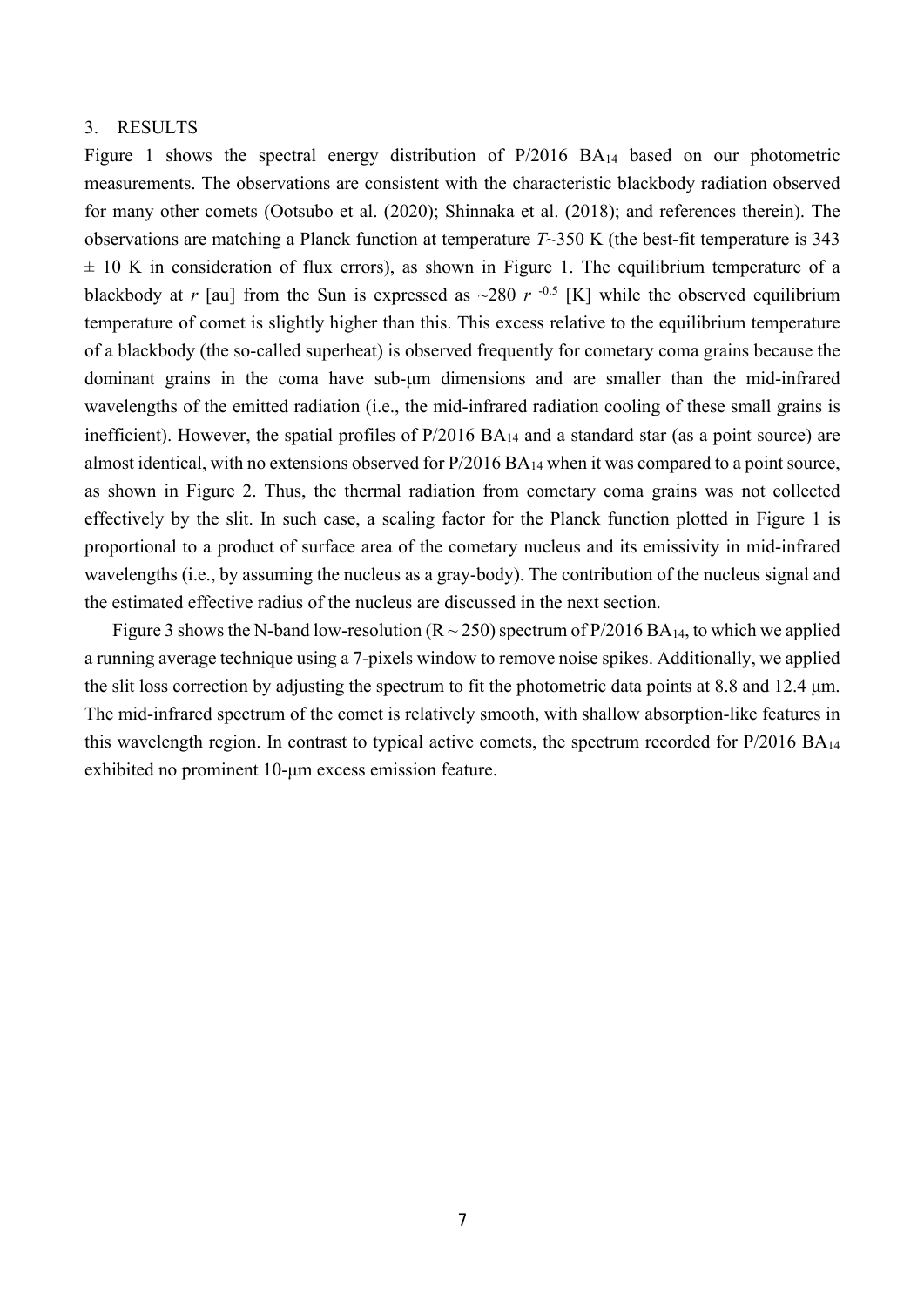## 3. RESULTS

Figure 1 shows the spectral energy distribution of P/2016 $BA_{14}$ based on our photometric measurements. The observations are consistent with the characteristic blackbody radiation observed for many other comets (Ootsubo et al. (2020); Shinnaka et al. (2018); and references therein). The observations are matching a Planck function at temperature $T$~350 K (the best-fit temperature is 343 ± 10 K in consideration of flux errors), as shown in Figure 1. The equilibrium temperature of a blackbody at $r$ [au] from the Sun is expressed as ~280 $r^{-0.5}$ [K] while the observed equilibrium temperature of comet is slightly higher than this. This excess relative to the equilibrium temperature of a blackbody (the so-called superheat) is observed frequently for cometary coma grains because the dominant grains in the coma have sub-μm dimensions and are smaller than the mid-infrared wavelengths of the emitted radiation (i.e., the mid-infrared radiation cooling of these small grains is inefficient). However, the spatial profiles of P/2016 $BA_{14}$ and a standard star (as a point source) are almost identical, with no extensions observed for P/2016 $BA_{14}$ when it was compared to a point source, as shown in Figure 2. Thus, the thermal radiation from cometary coma grains was not collected effectively by the slit. In such case, a scaling factor for the Planck function plotted in Figure 1 is proportional to a product of surface area of the cometary nucleus and its emissivity in mid-infrared wavelengths (i.e., by assuming the nucleus as a gray-body). The contribution of the nucleus signal and the estimated effective radius of the nucleus are discussed in the next section.

Figure 3 shows the N-band low-resolution ($R \sim 250$) spectrum of P/2016 $BA_{14}$, to which we applied a running average technique using a 7-pixels window to remove noise spikes. Additionally, we applied the slit loss correction by adjusting the spectrum to fit the photometric data points at 8.8 and 12.4 μm. The mid-infrared spectrum of the comet is relatively smooth, with shallow absorption-like features in this wavelength region. In contrast to typical active comets, the spectrum recorded for P/2016 $BA_{14}$ exhibited no prominent 10-μm excess emission feature.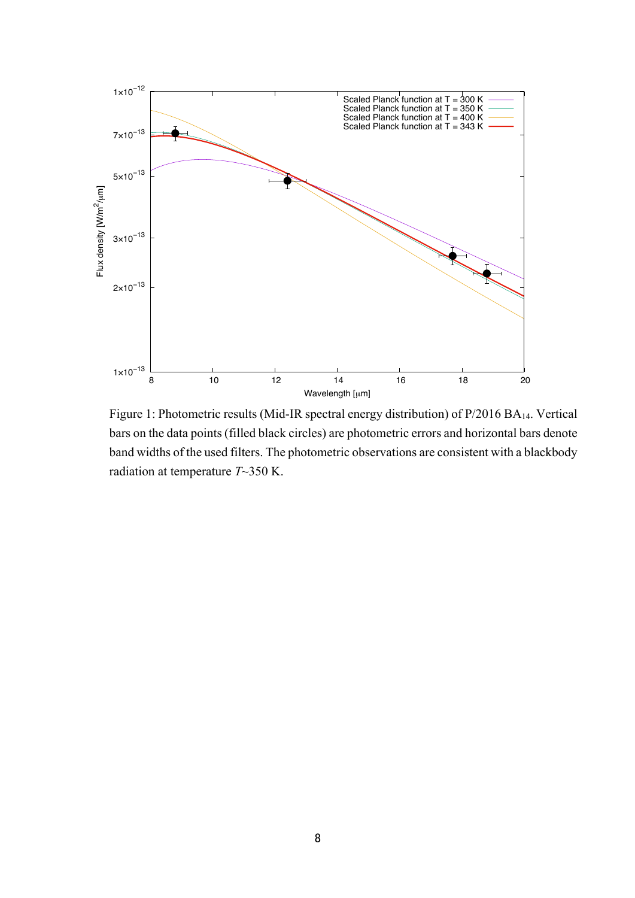Figure 1: Photometric results (Mid-IR spectral energy distribution) of P/2016 $BA_{14}$. Vertical bars on the data points (filled black circles) are photometric errors and horizontal bars denote band widths of the used filters. The photometric observations are consistent with a blackbody radiation at temperature $T$~350 K.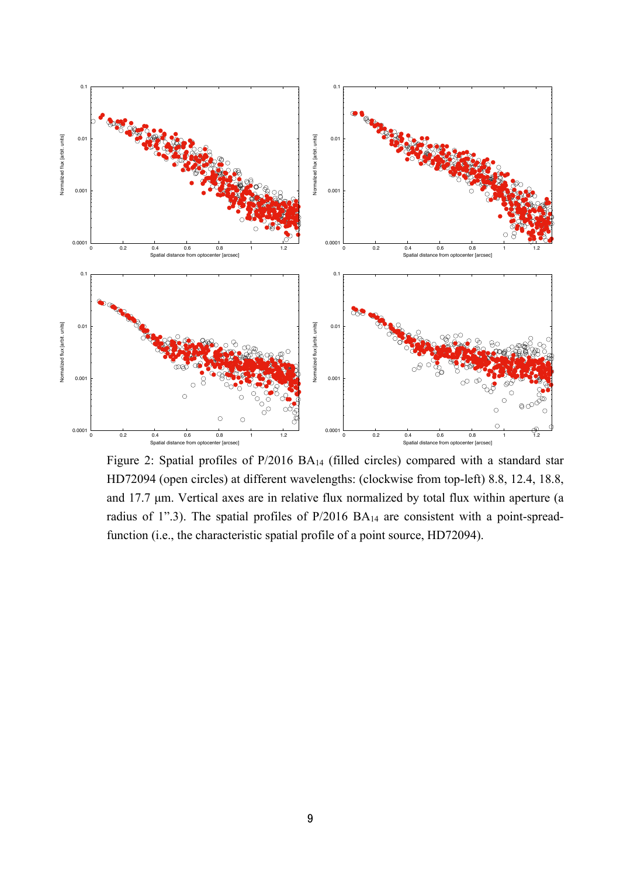Figure 2: Spatial profiles of P/2016 $BA_{14}$ (filled circles) compared with a standard star HD72094 (open circles) at different wavelengths: (clockwise from top-left) 8.8, 12.4, 18.8, and 17.7 μm. Vertical axes are in relative flux normalized by total flux within aperture (a radius of 1".3). The spatial profiles of P/2016 $BA_{14}$ are consistent with a point-spread-function (i.e., the characteristic spatial profile of a point source, HD72094).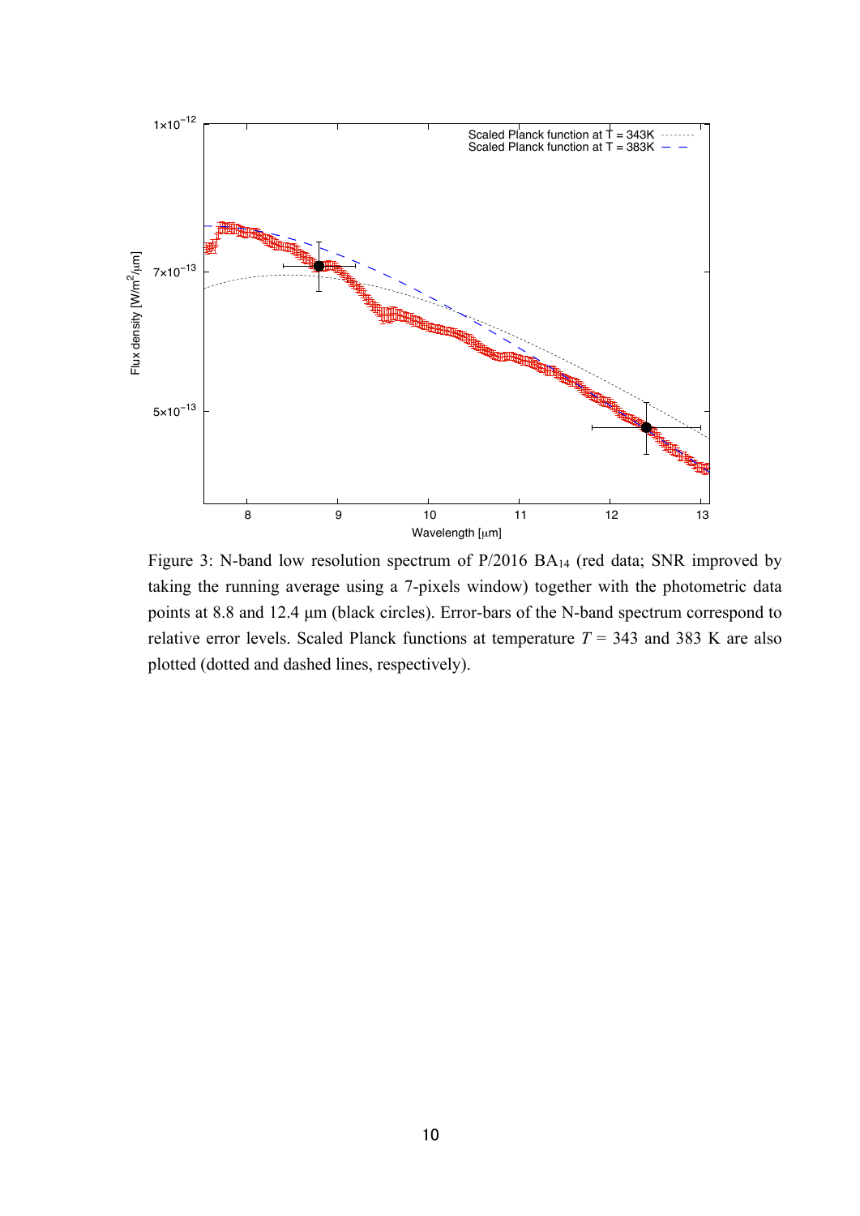Figure 3: N-band low resolution spectrum of P/2016 $BA_{14}$ (red data; SNR improved by taking the running average using a 7-pixels window) together with the photometric data points at 8.8 and 12.4 μm (black circles). Error-bars of the N-band spectrum correspond to relative error levels. Scaled Planck functions at temperature $T$ = 343 and 383 K are also plotted (dotted and dashed lines, respectively).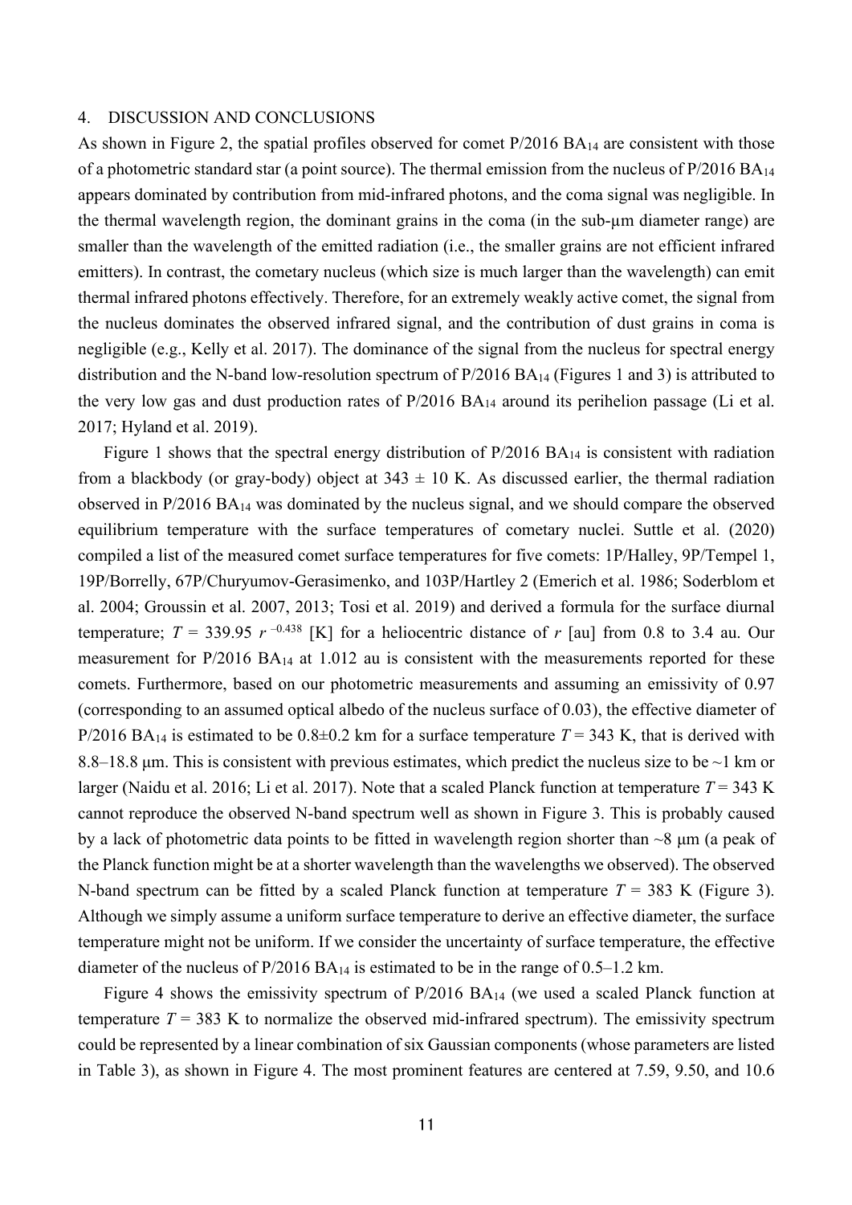## 4. DISCUSSION AND CONCLUSIONS

As shown in Figure 2, the spatial profiles observed for comet P/2016 $BA_{14}$ are consistent with those of a photometric standard star (a point source). The thermal emission from the nucleus of P/2016 $BA_{14}$ appears dominated by contribution from mid-infrared photons, and the coma signal was negligible. In the thermal wavelength region, the dominant grains in the coma (in the sub-μm diameter range) are smaller than the wavelength of the emitted radiation (i.e., the smaller grains are not efficient infrared emitters). In contrast, the cometary nucleus (which size is much larger than the wavelength) can emit thermal infrared photons effectively. Therefore, for an extremely weakly active comet, the signal from the nucleus dominates the observed infrared signal, and the contribution of dust grains in coma is negligible (e.g., Kelly et al. 2017). The dominance of the signal from the nucleus for spectral energy distribution and the N-band low-resolution spectrum of P/2016 $BA_{14}$ (Figures 1 and 3) is attributed to the very low gas and dust production rates of P/2016 $BA_{14}$ around its perihelion passage (Li et al. 2017; Hyland et al. 2019).

Figure 1 shows that the spectral energy distribution of P/2016 $BA_{14}$ is consistent with radiation from a blackbody (or gray-body) object at $343 \pm 10$ K. As discussed earlier, the thermal radiation observed in P/2016 $BA_{14}$ was dominated by the nucleus signal, and we should compare the observed equilibrium temperature with the surface temperatures of cometary nuclei. Suttle et al. (2020) compiled a list of the measured comet surface temperatures for five comets: 1P/Halley, 9P/Tempel 1, 19P/Borrelly, 67P/Churyumov-Gerasimenko, and 103P/Hartley 2 (Emerich et al. 1986; Soderblom et al. 2004; Groussin et al. 2007, 2013; Tosi et al. 2019) and derived a formula for the surface diurnal temperature; $T = 339.95\ r^{-0.438}$ [K] for a heliocentric distance of $r$ [au] from 0.8 to 3.4 au. Our measurement for P/2016 $BA_{14}$ at 1.012 au is consistent with the measurements reported for these comets. Furthermore, based on our photometric measurements and assuming an emissivity of 0.97 (corresponding to an assumed optical albedo of the nucleus surface of 0.03), the effective diameter of P/2016 $BA_{14}$ is estimated to be $0.8 \pm 0.2$ km for a surface temperature $T = 343$ K, that is derived with 8.8–18.8 μm. This is consistent with previous estimates, which predict the nucleus size to be ~1 km or larger (Naidu et al. 2016; Li et al. 2017). Note that a scaled Planck function at temperature $T = 343$ K cannot reproduce the observed N-band spectrum well as shown in Figure 3. This is probably caused by a lack of photometric data points to be fitted in wavelength region shorter than ~8 μm (a peak of the Planck function might be at a shorter wavelength than the wavelengths we observed). The observed N-band spectrum can be fitted by a scaled Planck function at temperature $T = 383$ K (Figure 3). Although we simply assume a uniform surface temperature to derive an effective diameter, the surface temperature might not be uniform. If we consider the uncertainty of surface temperature, the effective diameter of the nucleus of P/2016 $BA_{14}$ is estimated to be in the range of 0.5–1.2 km.

Figure 4 shows the emissivity spectrum of P/2016 $BA_{14}$ (we used a scaled Planck function at temperature $T = 383$ K to normalize the observed mid-infrared spectrum). The emissivity spectrum could be represented by a linear combination of six Gaussian components (whose parameters are listed in Table 3), as shown in Figure 4. The most prominent features are centered at 7.59, 9.50, and 10.6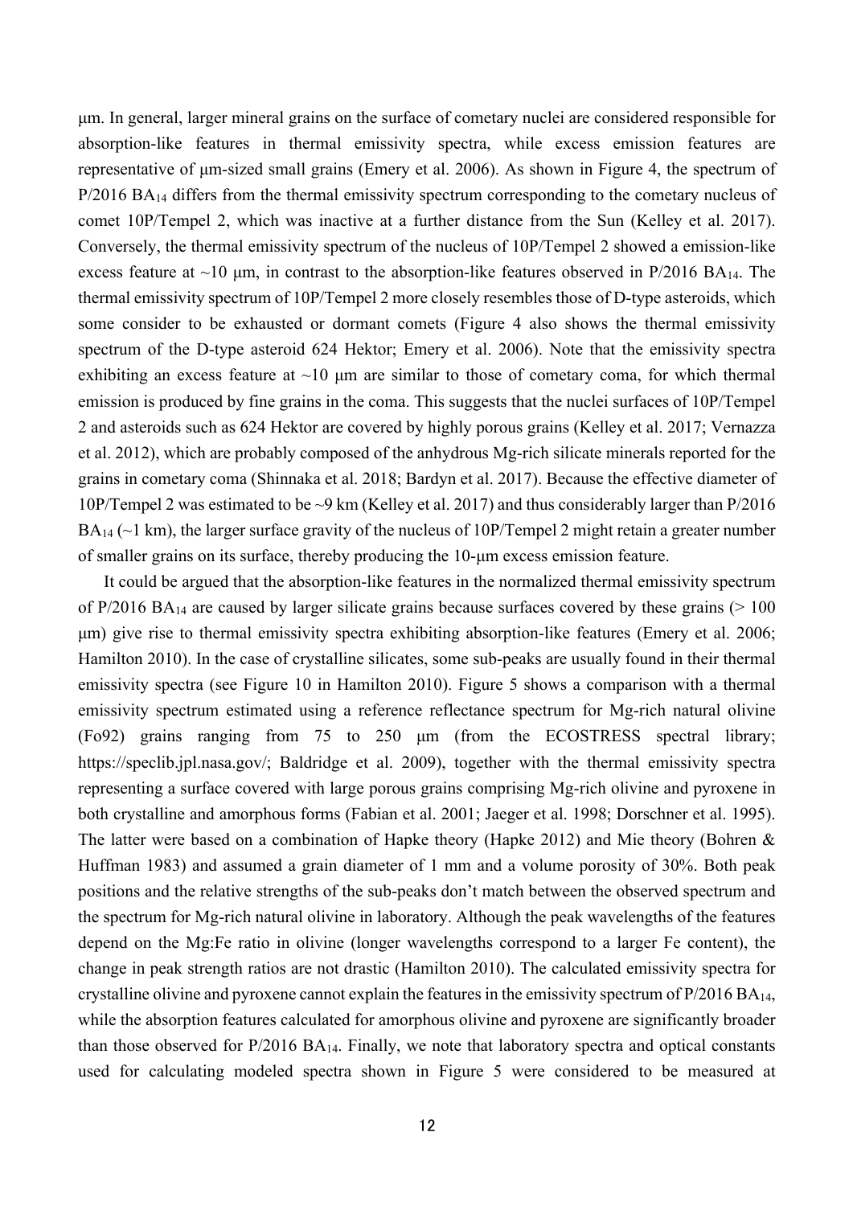μm. In general, larger mineral grains on the surface of cometary nuclei are considered responsible for absorption-like features in thermal emissivity spectra, while excess emission features are representative of μm-sized small grains (Emery et al. 2006). As shown in Figure 4, the spectrum of P/2016 $BA_{14}$ differs from the thermal emissivity spectrum corresponding to the cometary nucleus of comet 10P/Tempel 2, which was inactive at a further distance from the Sun (Kelley et al. 2017). Conversely, the thermal emissivity spectrum of the nucleus of 10P/Tempel 2 showed a emission-like excess feature at ~10 μm, in contrast to the absorption-like features observed in P/2016 $BA_{14}$. The thermal emissivity spectrum of 10P/Tempel 2 more closely resembles those of D-type asteroids, which some consider to be exhausted or dormant comets (Figure 4 also shows the thermal emissivity spectrum of the D-type asteroid 624 Hektor; Emery et al. 2006). Note that the emissivity spectra exhibiting an excess feature at ~10 μm are similar to those of cometary coma, for which thermal emission is produced by fine grains in the coma. This suggests that the nuclei surfaces of 10P/Tempel 2 and asteroids such as 624 Hektor are covered by highly porous grains (Kelley et al. 2017; Vernazza et al. 2012), which are probably composed of the anhydrous Mg-rich silicate minerals reported for the grains in cometary coma (Shinnaka et al. 2018; Bardyn et al. 2017). Because the effective diameter of 10P/Tempel 2 was estimated to be ~9 km (Kelley et al. 2017) and thus considerably larger than P/2016 $BA_{14}$ (~1 km), the larger surface gravity of the nucleus of 10P/Tempel 2 might retain a greater number of smaller grains on its surface, thereby producing the 10-μm excess emission feature.

It could be argued that the absorption-like features in the normalized thermal emissivity spectrum of P/2016 $BA_{14}$ are caused by larger silicate grains because surfaces covered by these grains (> 100 μm) give rise to thermal emissivity spectra exhibiting absorption-like features (Emery et al. 2006; Hamilton 2010). In the case of crystalline silicates, some sub-peaks are usually found in their thermal emissivity spectra (see Figure 10 in Hamilton 2010). Figure 5 shows a comparison with a thermal emissivity spectrum estimated using a reference reflectance spectrum for Mg-rich natural olivine (Fo92) grains ranging from 75 to 250 μm (from the ECOSTRESS spectral library; https://speclib.jpl.nasa.gov/; Baldridge et al. 2009), together with the thermal emissivity spectra representing a surface covered with large porous grains comprising Mg-rich olivine and pyroxene in both crystalline and amorphous forms (Fabian et al. 2001; Jaeger et al. 1998; Dorschner et al. 1995). The latter were based on a combination of Hapke theory (Hapke 2012) and Mie theory (Bohren & Huffman 1983) and assumed a grain diameter of 1 mm and a volume porosity of 30%. Both peak positions and the relative strengths of the sub-peaks don't match between the observed spectrum and the spectrum for Mg-rich natural olivine in laboratory. Although the peak wavelengths of the features depend on the Mg:Fe ratio in olivine (longer wavelengths correspond to a larger Fe content), the change in peak strength ratios are not drastic (Hamilton 2010). The calculated emissivity spectra for crystalline olivine and pyroxene cannot explain the features in the emissivity spectrum of P/2016 $BA_{14}$, while the absorption features calculated for amorphous olivine and pyroxene are significantly broader than those observed for P/2016 $BA_{14}$. Finally, we note that laboratory spectra and optical constants used for calculating modeled spectra shown in Figure 5 were considered to be measured at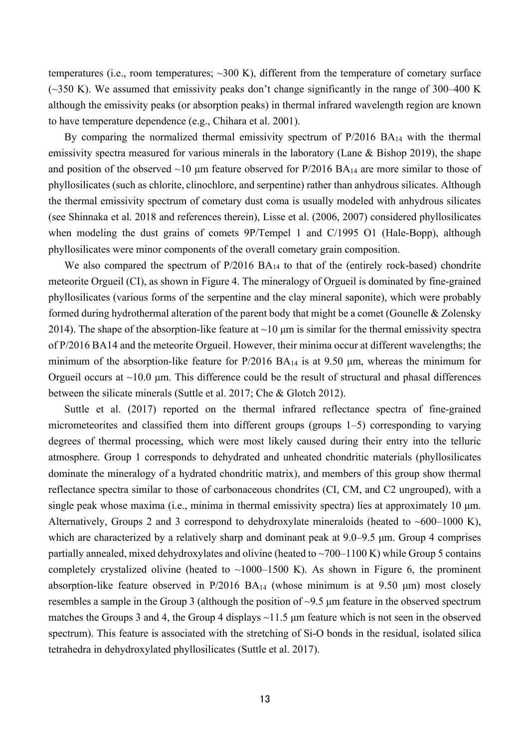temperatures (i.e., room temperatures; ~300 K), different from the temperature of cometary surface (~350 K). We assumed that emissivity peaks don't change significantly in the range of 300–400 K although the emissivity peaks (or absorption peaks) in thermal infrared wavelength region are known to have temperature dependence (e.g., Chihara et al. 2001).

By comparing the normalized thermal emissivity spectrum of P/2016 $BA_{14}$ with the thermal emissivity spectra measured for various minerals in the laboratory (Lane & Bishop 2019), the shape and position of the observed ~10 μm feature observed for P/2016 $BA_{14}$ are more similar to those of phyllosilicates (such as chlorite, clinochlore, and serpentine) rather than anhydrous silicates. Although the thermal emissivity spectrum of cometary dust coma is usually modeled with anhydrous silicates (see Shinnaka et al. 2018 and references therein), Lisse et al. (2006, 2007) considered phyllosilicates when modeling the dust grains of comets 9P/Tempel 1 and C/1995 O1 (Hale-Bopp), although phyllosilicates were minor components of the overall cometary grain composition.

We also compared the spectrum of P/2016 $BA_{14}$ to that of the (entirely rock-based) chondrite meteorite Orgueil (CI), as shown in Figure 4. The mineralogy of Orgueil is dominated by fine-grained phyllosilicates (various forms of the serpentine and the clay mineral saponite), which were probably formed during hydrothermal alteration of the parent body that might be a comet (Gounelle & Zolensky 2014). The shape of the absorption-like feature at ~10 μm is similar for the thermal emissivity spectra of P/2016 BA14 and the meteorite Orgueil. However, their minima occur at different wavelengths; the minimum of the absorption-like feature for P/2016 $BA_{14}$ is at 9.50 μm, whereas the minimum for Orgueil occurs at ~10.0 μm. This difference could be the result of structural and phasal differences between the silicate minerals (Suttle et al. 2017; Che & Glotch 2012).

Suttle et al. (2017) reported on the thermal infrared reflectance spectra of fine-grained micrometeorites and classified them into different groups (groups 1–5) corresponding to varying degrees of thermal processing, which were most likely caused during their entry into the telluric atmosphere. Group 1 corresponds to dehydrated and unheated chondritic materials (phyllosilicates dominate the mineralogy of a hydrated chondritic matrix), and members of this group show thermal reflectance spectra similar to those of carbonaceous chondrites (CI, CM, and C2 ungrouped), with a single peak whose maxima (i.e., minima in thermal emissivity spectra) lies at approximately 10 μm. Alternatively, Groups 2 and 3 correspond to dehydroxylate mineraloids (heated to ~600–1000 K), which are characterized by a relatively sharp and dominant peak at 9.0–9.5 μm. Group 4 comprises partially annealed, mixed dehydroxylates and olivine (heated to ~700–1100 K) while Group 5 contains completely crystalized olivine (heated to ~1000–1500 K). As shown in Figure 6, the prominent absorption-like feature observed in P/2016 $BA_{14}$ (whose minimum is at 9.50 μm) most closely resembles a sample in the Group 3 (although the position of ~9.5 μm feature in the observed spectrum matches the Groups 3 and 4, the Group 4 displays ~11.5 μm feature which is not seen in the observed spectrum). This feature is associated with the stretching of Si-O bonds in the residual, isolated silica tetrahedra in dehydroxylated phyllosilicates (Suttle et al. 2017).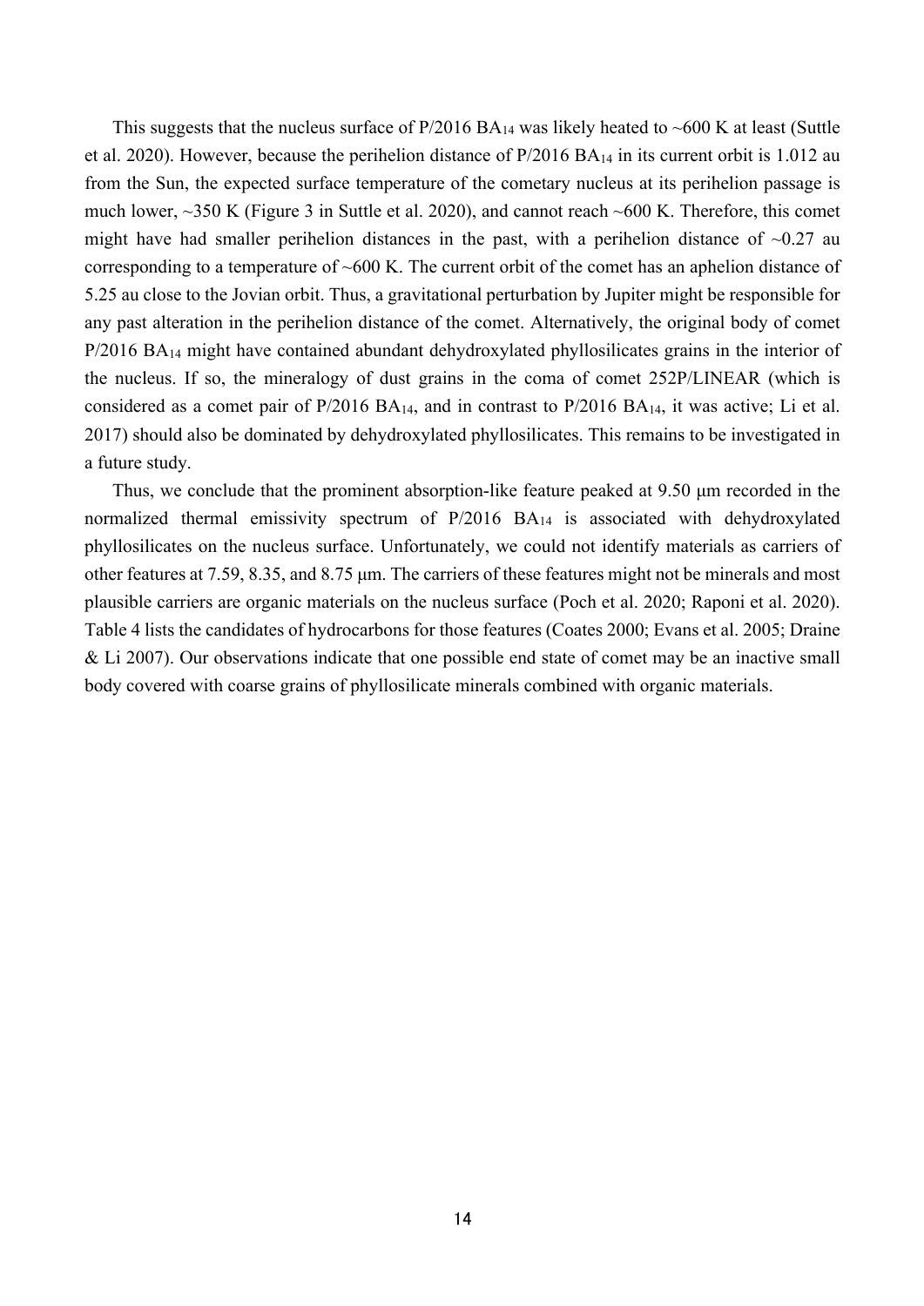This suggests that the nucleus surface of P/2016 $BA_{14}$ was likely heated to ~600 K at least (Suttle et al. 2020). However, because the perihelion distance of P/2016 $BA_{14}$ in its current orbit is 1.012 au from the Sun, the expected surface temperature of the cometary nucleus at its perihelion passage is much lower, ~350 K (Figure 3 in Suttle et al. 2020), and cannot reach ~600 K. Therefore, this comet might have had smaller perihelion distances in the past, with a perihelion distance of ~0.27 au corresponding to a temperature of ~600 K. The current orbit of the comet has an aphelion distance of 5.25 au close to the Jovian orbit. Thus, a gravitational perturbation by Jupiter might be responsible for any past alteration in the perihelion distance of the comet. Alternatively, the original body of comet P/2016 $BA_{14}$ might have contained abundant dehydroxylated phyllosilicates grains in the interior of the nucleus. If so, the mineralogy of dust grains in the coma of comet 252P/LINEAR (which is considered as a comet pair of P/2016 $BA_{14}$, and in contrast to P/2016 $BA_{14}$, it was active; Li et al. 2017) should also be dominated by dehydroxylated phyllosilicates. This remains to be investigated in a future study.

Thus, we conclude that the prominent absorption-like feature peaked at 9.50 μm recorded in the normalized thermal emissivity spectrum of P/2016 $BA_{14}$ is associated with dehydroxylated phyllosilicates on the nucleus surface. Unfortunately, we could not identify materials as carriers of other features at 7.59, 8.35, and 8.75 μm. The carriers of these features might not be minerals and most plausible carriers are organic materials on the nucleus surface (Poch et al. 2020; Raponi et al. 2020). Table 4 lists the candidates of hydrocarbons for those features (Coates 2000; Evans et al. 2005; Draine & Li 2007). Our observations indicate that one possible end state of comet may be an inactive small body covered with coarse grains of phyllosilicate minerals combined with organic materials.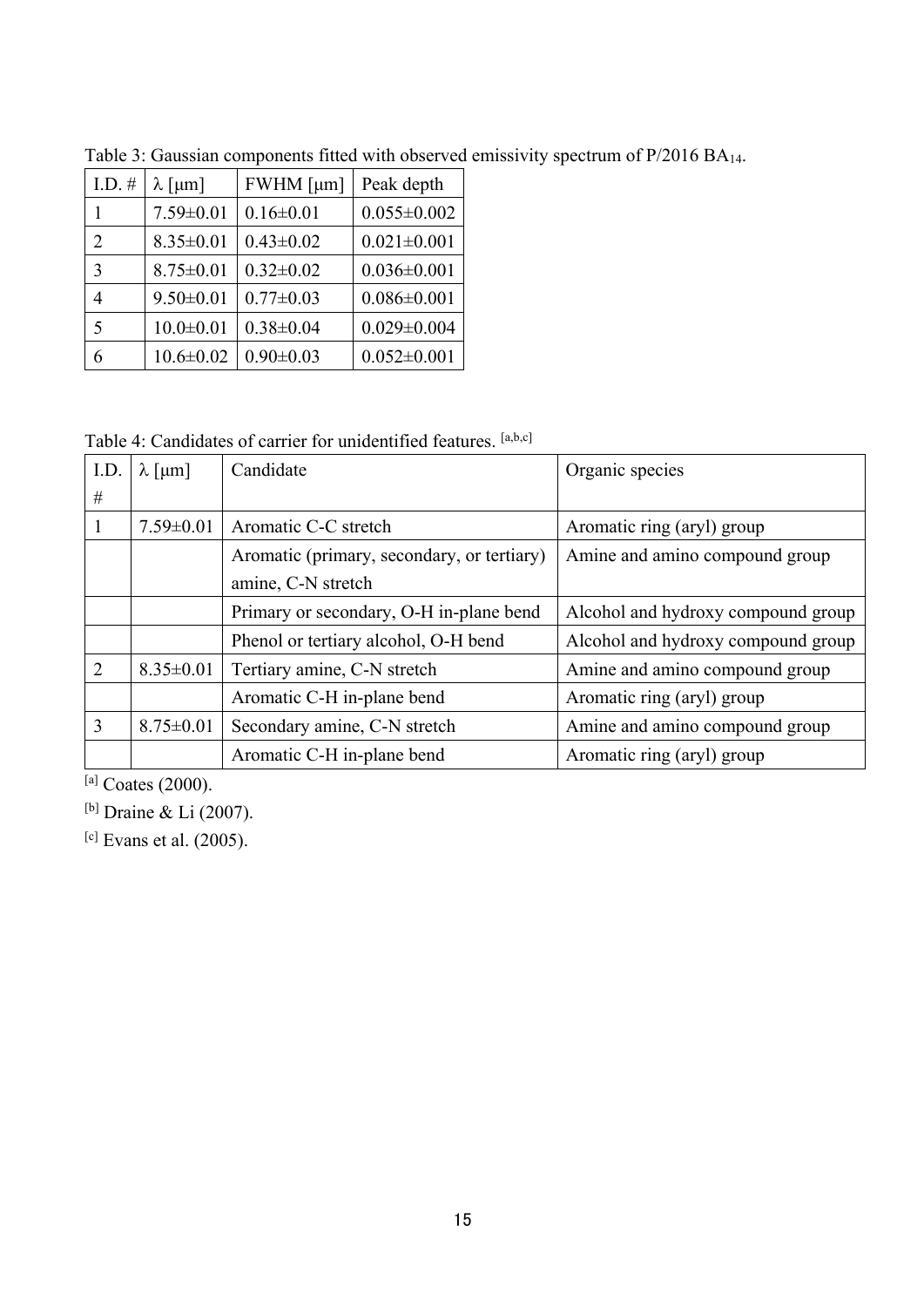Table 3: Gaussian components fitted with observed emissivity spectrum of P/2016 $BA_{14}$.

| I.D. # | λ [μm] | FWHM [μm] | Peak depth |
|---|---|---|---|
| 1 | 7.59±0.01 | 0.16±0.01 | 0.055±0.002 |
| 2 | 8.35±0.01 | 0.43±0.02 | 0.021±0.001 |
| 3 | 8.75±0.01 | 0.32±0.02 | 0.036±0.001 |
| 4 | 9.50±0.01 | 0.77±0.03 | 0.086±0.001 |
| 5 | 10.0±0.01 | 0.38±0.04 | 0.029±0.004 |
| 6 | 10.6±0.02 | 0.90±0.03 | 0.052±0.001 |

Table 4: Candidates of carrier for unidentified features. [a,b,c]

| I.D. # | λ [μm] | Candidate | Organic species |
|---|---|---|---|
| 1 | 7.59±0.01 | Aromatic C-C stretch | Aromatic ring (aryl) group |
| | | Aromatic (primary, secondary, or tertiary) amine, C-N stretch | Amine and amino compound group |
| | | Primary or secondary, O-H in-plane bend | Alcohol and hydroxy compound group |
| | | Phenol or tertiary alcohol, O-H bend | Alcohol and hydroxy compound group |
| 2 | 8.35±0.01 | Tertiary amine, C-N stretch | Amine and amino compound group |
| | | Aromatic C-H in-plane bend | Aromatic ring (aryl) group |
| 3 | 8.75±0.01 | Secondary amine, C-N stretch | Amine and amino compound group |
| | | Aromatic C-H in-plane bend | Aromatic ring (aryl) group |

[a] Coates (2000).

[b] Draine & Li (2007).

[c] Evans et al. (2005).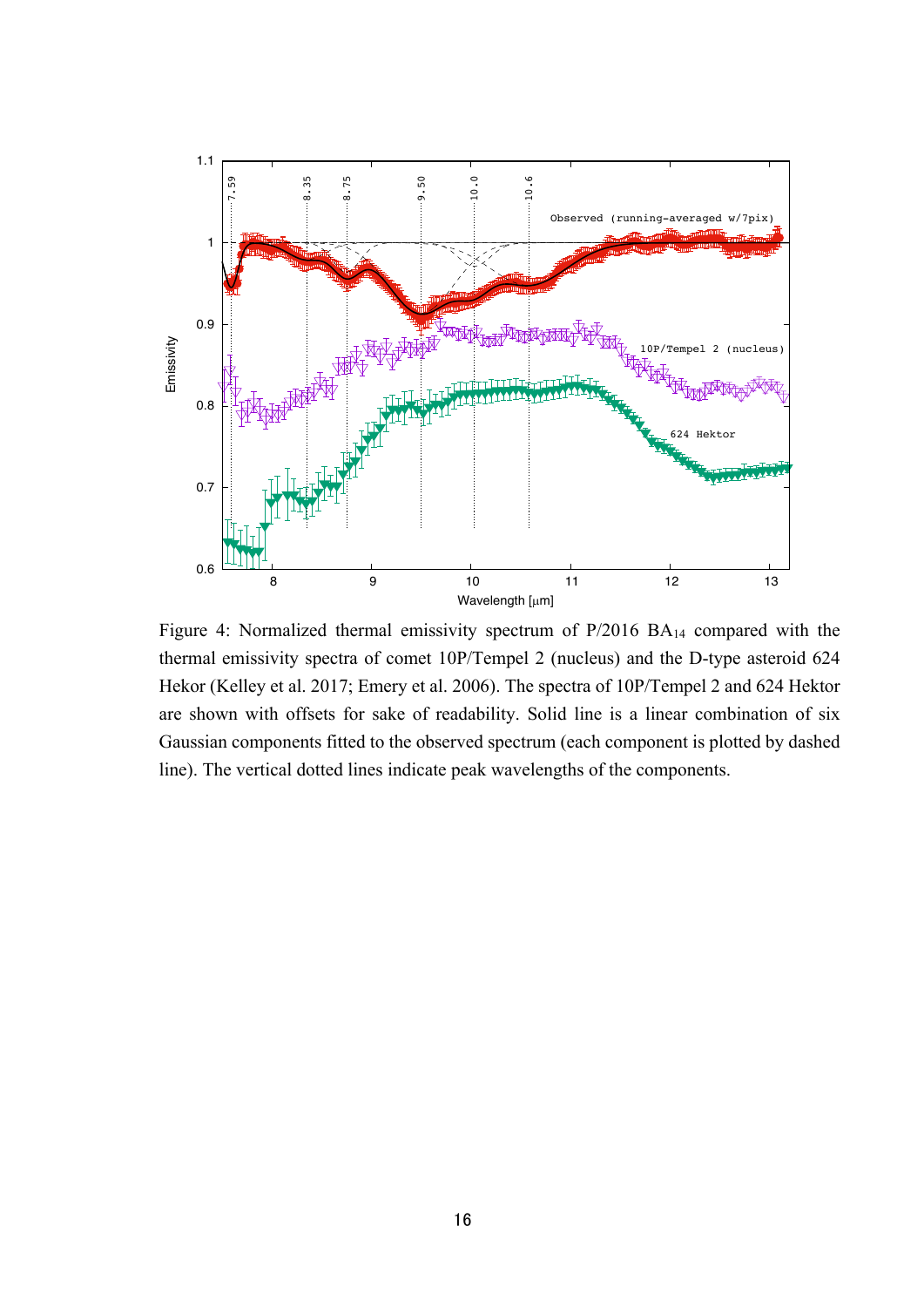Figure 4: Normalized thermal emissivity spectrum of P/2016 $BA_{14}$ compared with the thermal emissivity spectra of comet 10P/Tempel 2 (nucleus) and the D-type asteroid 624 Hekor (Kelley et al. 2017; Emery et al. 2006). The spectra of 10P/Tempel 2 and 624 Hektor are shown with offsets for sake of readability. Solid line is a linear combination of six Gaussian components fitted to the observed spectrum (each component is plotted by dashed line). The vertical dotted lines indicate peak wavelengths of the components.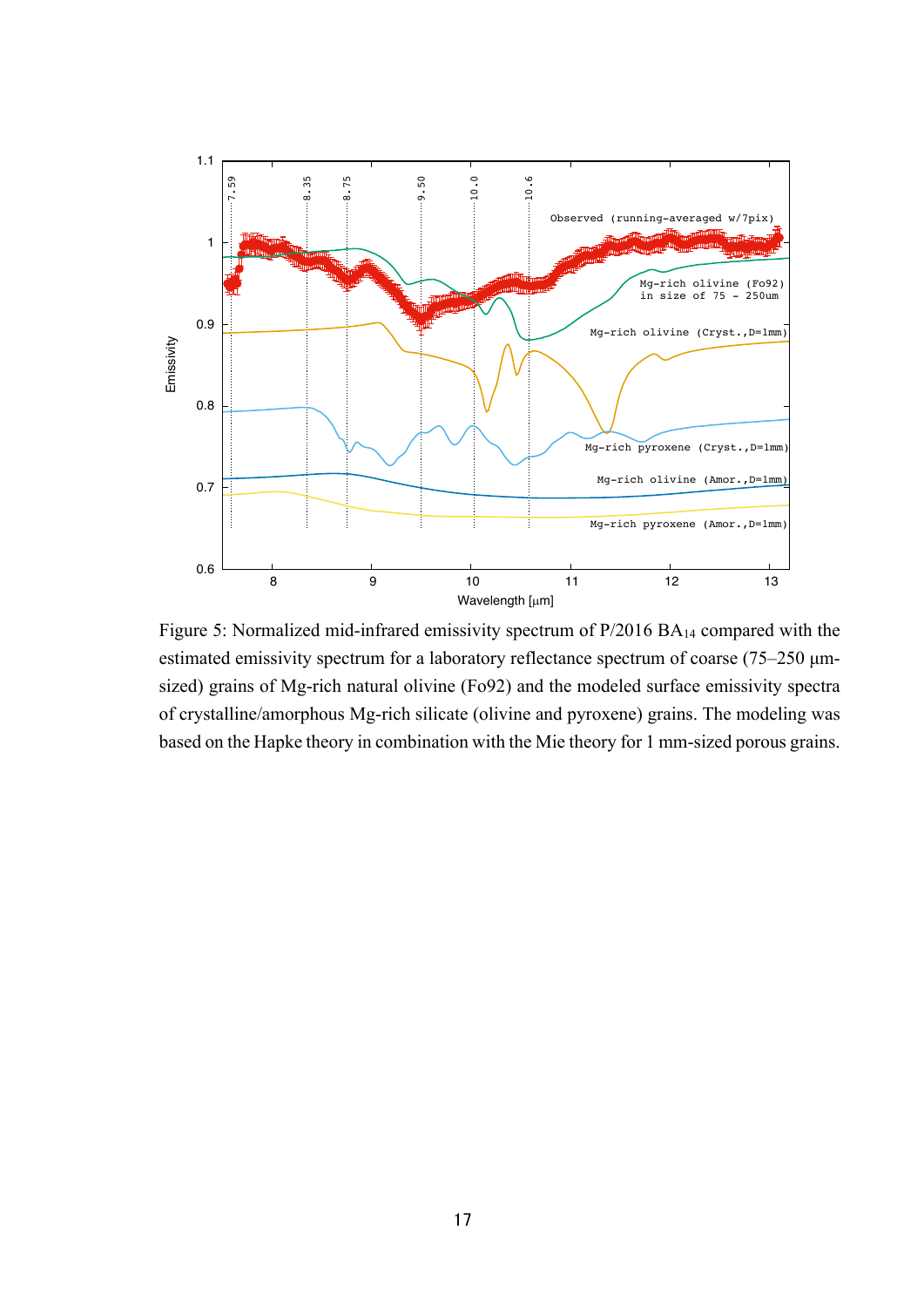Figure 5: Normalized mid-infrared emissivity spectrum of P/2016 $BA_{14}$ compared with the estimated emissivity spectrum for a laboratory reflectance spectrum of coarse (75–250 μm-sized) grains of Mg-rich natural olivine (Fo92) and the modeled surface emissivity spectra of crystalline/amorphous Mg-rich silicate (olivine and pyroxene) grains. The modeling was based on the Hapke theory in combination with the Mie theory for 1 mm-sized porous grains.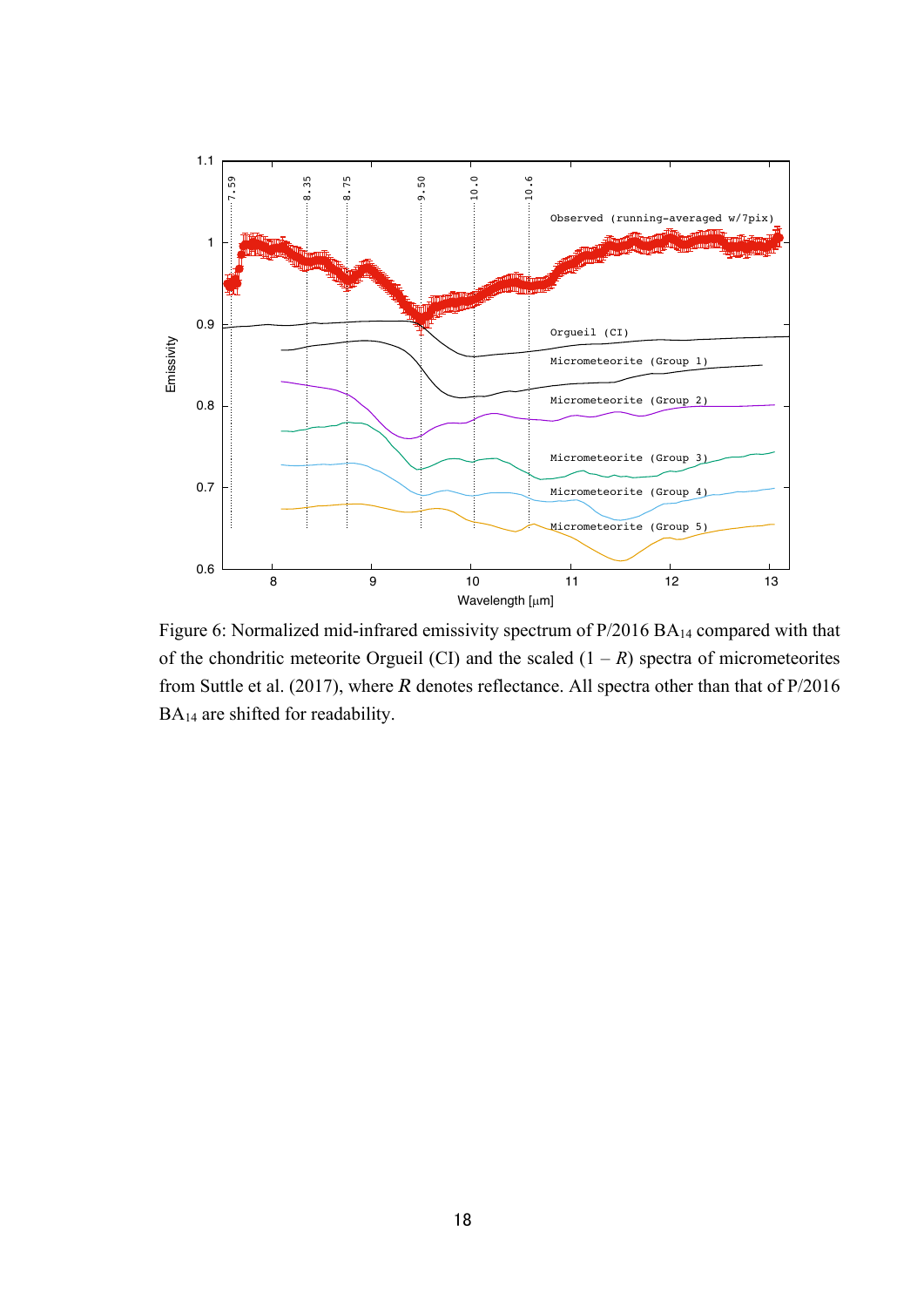Figure 6: Normalized mid-infrared emissivity spectrum of P/2016 $BA_{14}$ compared with that of the chondritic meteorite Orgueil (CI) and the scaled $(1 - R)$ spectra of micrometeorites from Suttle et al. (2017), where $R$ denotes reflectance. All spectra other than that of P/2016 $BA_{14}$ are shifted for readability.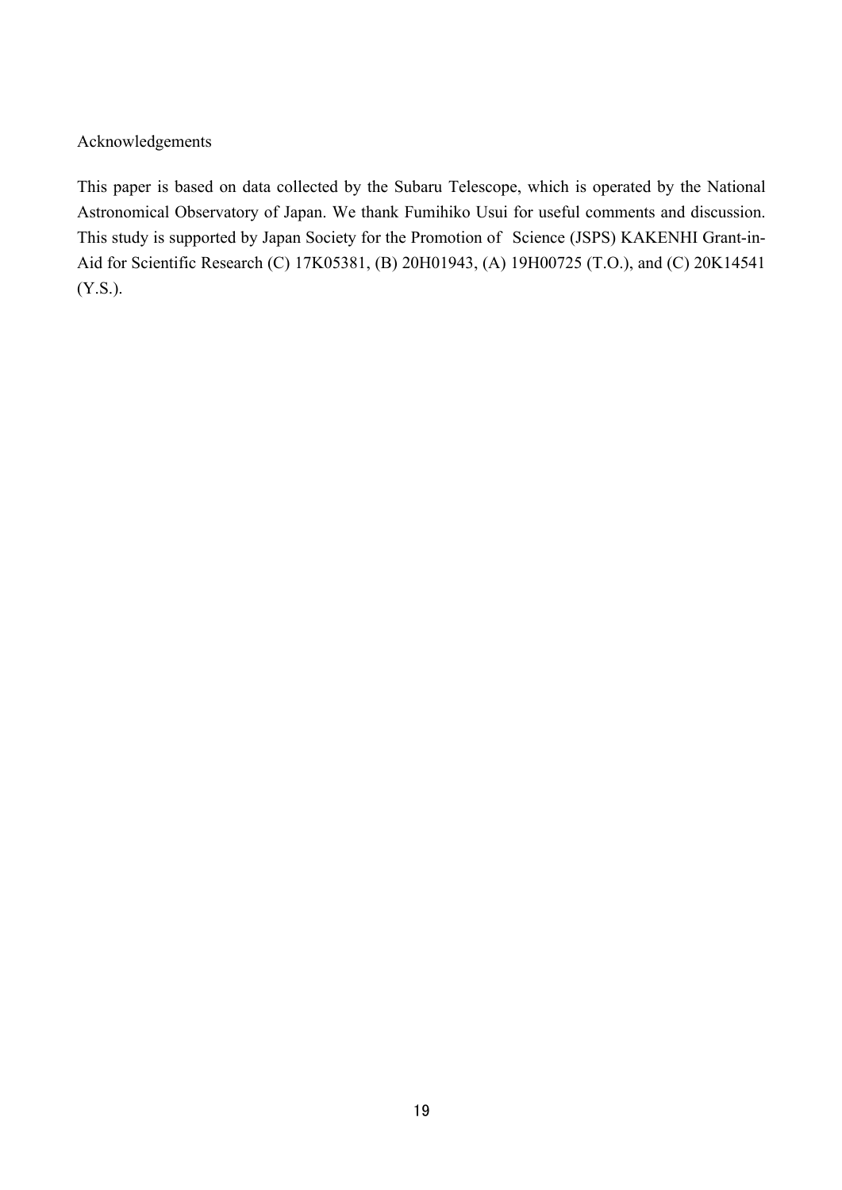## Acknowledgements

This paper is based on data collected by the Subaru Telescope, which is operated by the National Astronomical Observatory of Japan. We thank Fumihiko Usui for useful comments and discussion. This study is supported by Japan Society for the Promotion of Science (JSPS) KAKENHI Grant-in-Aid for Scientific Research (C) 17K05381, (B) 20H01943, (A) 19H00725 (T.O.), and (C) 20K14541 (Y.S.).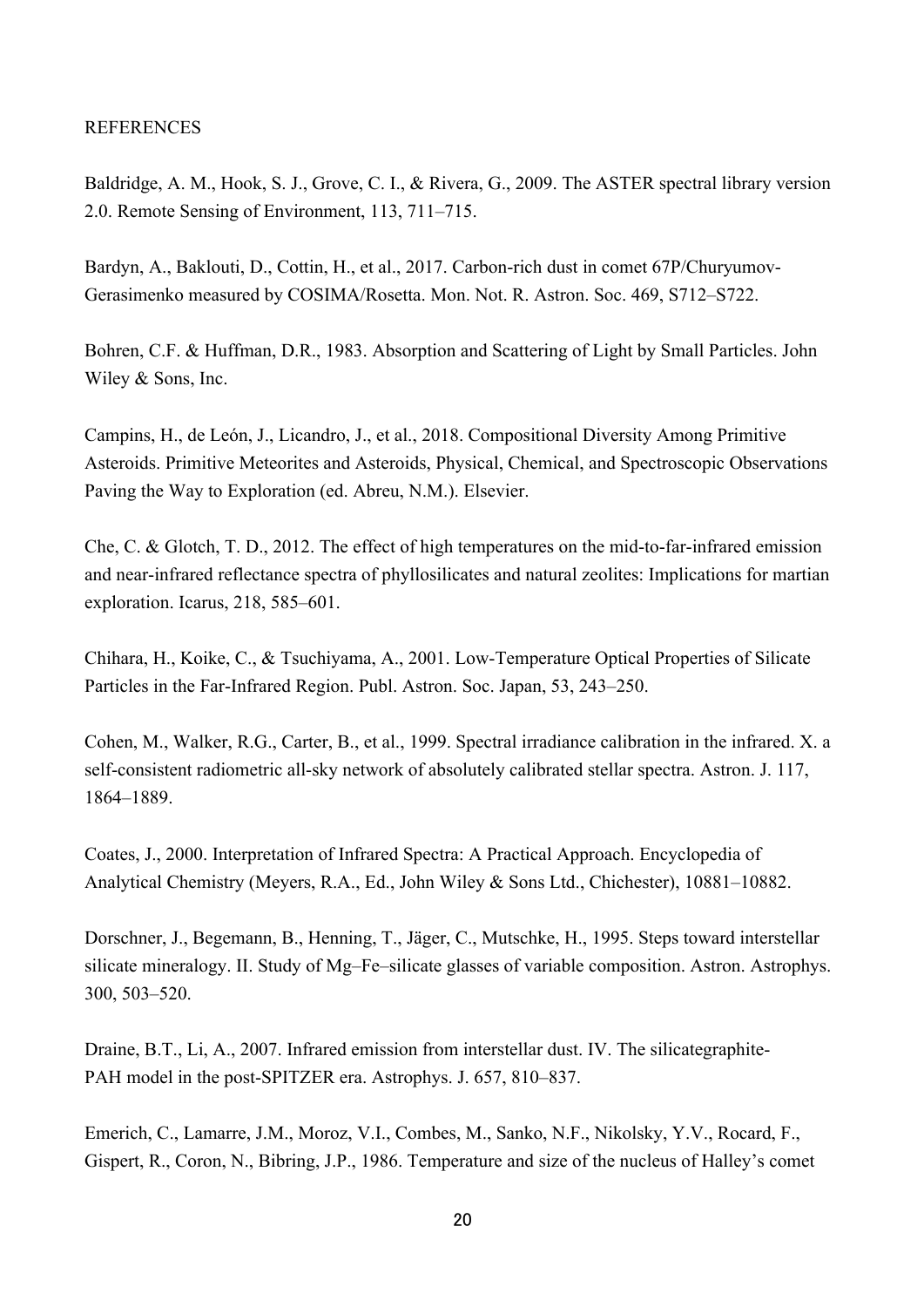REFERENCES

Baldridge, A. M., Hook, S. J., Grove, C. I., & Rivera, G., 2009. The ASTER spectral library version 2.0. Remote Sensing of Environment, 113, 711–715.

Bardyn, A., Baklouti, D., Cottin, H., et al., 2017. Carbon-rich dust in comet 67P/Churyumov-Gerasimenko measured by COSIMA/Rosetta. Mon. Not. R. Astron. Soc. 469, S712–S722.

Bohren, C.F. & Huffman, D.R., 1983. Absorption and Scattering of Light by Small Particles. John Wiley & Sons, Inc.

Campins, H., de León, J., Licandro, J., et al., 2018. Compositional Diversity Among Primitive Asteroids. Primitive Meteorites and Asteroids, Physical, Chemical, and Spectroscopic Observations Paving the Way to Exploration (ed. Abreu, N.M.). Elsevier.

Che, C. & Glotch, T. D., 2012. The effect of high temperatures on the mid-to-far-infrared emission and near-infrared reflectance spectra of phyllosilicates and natural zeolites: Implications for martian exploration. Icarus, 218, 585–601.

Chihara, H., Koike, C., & Tsuchiyama, A., 2001. Low-Temperature Optical Properties of Silicate Particles in the Far-Infrared Region. Publ. Astron. Soc. Japan, 53, 243–250.

Cohen, M., Walker, R.G., Carter, B., et al., 1999. Spectral irradiance calibration in the infrared. X. a self-consistent radiometric all-sky network of absolutely calibrated stellar spectra. Astron. J. 117, 1864–1889.

Coates, J., 2000. Interpretation of Infrared Spectra: A Practical Approach. Encyclopedia of Analytical Chemistry (Meyers, R.A., Ed., John Wiley & Sons Ltd., Chichester), 10881–10882.

Dorschner, J., Begemann, B., Henning, T., Jäger, C., Mutschke, H., 1995. Steps toward interstellar silicate mineralogy. II. Study of Mg–Fe–silicate glasses of variable composition. Astron. Astrophys. 300, 503–520.

Draine, B.T., Li, A., 2007. Infrared emission from interstellar dust. IV. The silicategraphite-PAH model in the post-SPITZER era. Astrophys. J. 657, 810–837.

Emerich, C., Lamarre, J.M., Moroz, V.I., Combes, M., Sanko, N.F., Nikolsky, Y.V., Rocard, F., Gispert, R., Coron, N., Bibring, J.P., 1986. Temperature and size of the nucleus of Halley's comet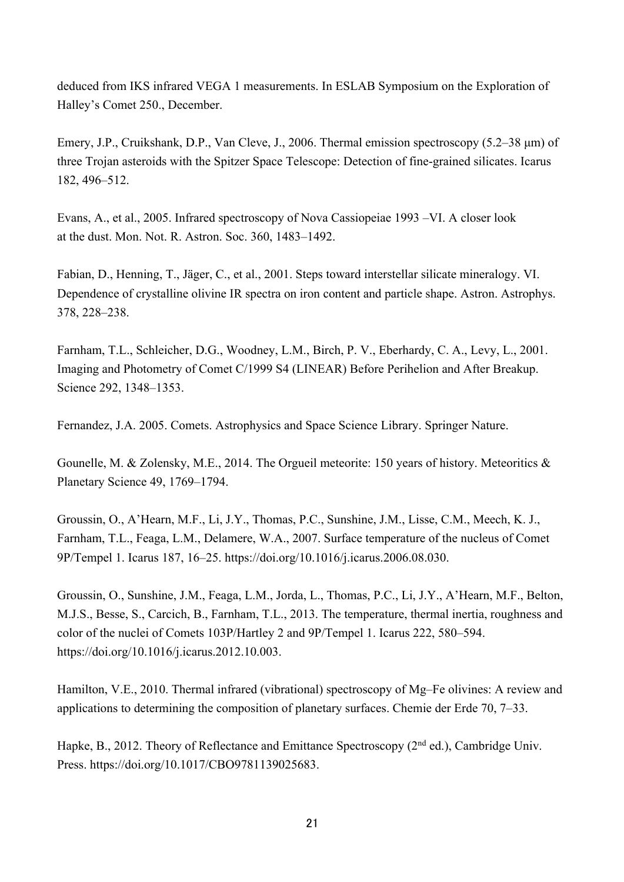deduced from IKS infrared VEGA 1 measurements. In ESLAB Symposium on the Exploration of Halley's Comet 250., December.

Emery, J.P., Cruikshank, D.P., Van Cleve, J., 2006. Thermal emission spectroscopy (5.2–38 μm) of three Trojan asteroids with the Spitzer Space Telescope: Detection of fine-grained silicates. Icarus 182, 496–512.

Evans, A., et al., 2005. Infrared spectroscopy of Nova Cassiopeiae 1993 –VI. A closer look at the dust. Mon. Not. R. Astron. Soc. 360, 1483–1492.

Fabian, D., Henning, T., Jäger, C., et al., 2001. Steps toward interstellar silicate mineralogy. VI. Dependence of crystalline olivine IR spectra on iron content and particle shape. Astron. Astrophys. 378, 228–238.

Farnham, T.L., Schleicher, D.G., Woodney, L.M., Birch, P. V., Eberhardy, C. A., Levy, L., 2001. Imaging and Photometry of Comet C/1999 S4 (LINEAR) Before Perihelion and After Breakup. Science 292, 1348–1353.

Fernandez, J.A. 2005. Comets. Astrophysics and Space Science Library. Springer Nature.

Gounelle, M. & Zolensky, M.E., 2014. The Orgueil meteorite: 150 years of history. Meteoritics & Planetary Science 49, 1769–1794.

Groussin, O., A'Hearn, M.F., Li, J.Y., Thomas, P.C., Sunshine, J.M., Lisse, C.M., Meech, K. J., Farnham, T.L., Feaga, L.M., Delamere, W.A., 2007. Surface temperature of the nucleus of Comet 9P/Tempel 1. Icarus 187, 16–25. https://doi.org/10.1016/j.icarus.2006.08.030.

Groussin, O., Sunshine, J.M., Feaga, L.M., Jorda, L., Thomas, P.C., Li, J.Y., A'Hearn, M.F., Belton, M.J.S., Besse, S., Carcich, B., Farnham, T.L., 2013. The temperature, thermal inertia, roughness and color of the nuclei of Comets 103P/Hartley 2 and 9P/Tempel 1. Icarus 222, 580–594. https://doi.org/10.1016/j.icarus.2012.10.003.

Hamilton, V.E., 2010. Thermal infrared (vibrational) spectroscopy of Mg–Fe olivines: A review and applications to determining the composition of planetary surfaces. Chemie der Erde 70, 7–33.

Hapke, B., 2012. Theory of Reflectance and Emittance Spectroscopy (2nd ed.), Cambridge Univ. Press. https://doi.org/10.1017/CBO9781139025683.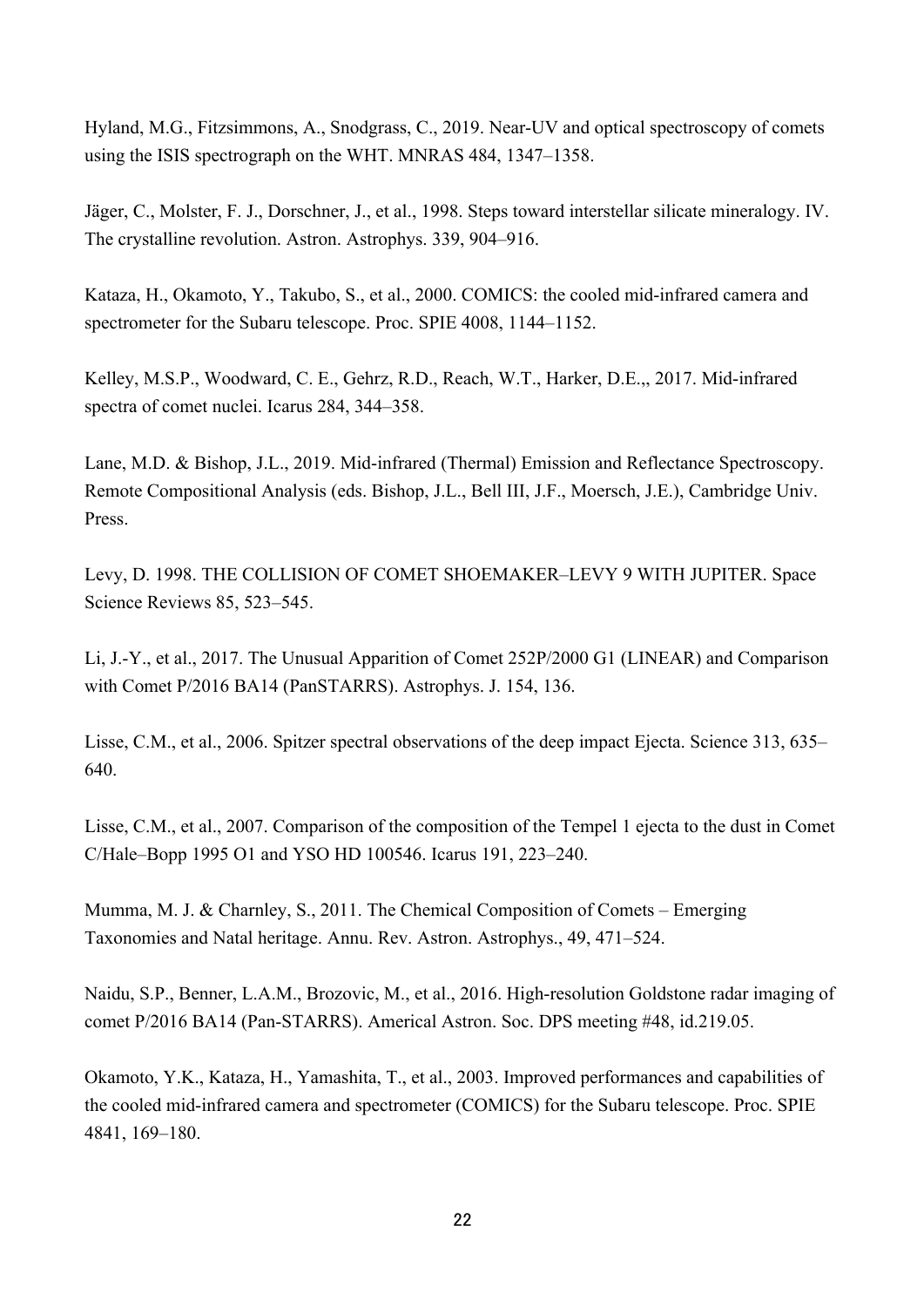Hyland, M.G., Fitzsimmons, A., Snodgrass, C., 2019. Near-UV and optical spectroscopy of comets using the ISIS spectrograph on the WHT. MNRAS 484, 1347–1358.

Jäger, C., Molster, F. J., Dorschner, J., et al., 1998. Steps toward interstellar silicate mineralogy. IV. The crystalline revolution. Astron. Astrophys. 339, 904–916.

Kataza, H., Okamoto, Y., Takubo, S., et al., 2000. COMICS: the cooled mid-infrared camera and spectrometer for the Subaru telescope. Proc. SPIE 4008, 1144–1152.

Kelley, M.S.P., Woodward, C. E., Gehrz, R.D., Reach, W.T., Harker, D.E.,, 2017. Mid-infrared spectra of comet nuclei. Icarus 284, 344–358.

Lane, M.D. & Bishop, J.L., 2019. Mid-infrared (Thermal) Emission and Reflectance Spectroscopy. Remote Compositional Analysis (eds. Bishop, J.L., Bell III, J.F., Moersch, J.E.), Cambridge Univ. Press.

Levy, D. 1998. THE COLLISION OF COMET SHOEMAKER–LEVY 9 WITH JUPITER. Space Science Reviews 85, 523–545.

Li, J.-Y., et al., 2017. The Unusual Apparition of Comet 252P/2000 G1 (LINEAR) and Comparison with Comet P/2016 BA14 (PanSTARRS). Astrophys. J. 154, 136.

Lisse, C.M., et al., 2006. Spitzer spectral observations of the deep impact Ejecta. Science 313, 635–640.

Lisse, C.M., et al., 2007. Comparison of the composition of the Tempel 1 ejecta to the dust in Comet C/Hale–Bopp 1995 O1 and YSO HD 100546. Icarus 191, 223–240.

Mumma, M. J. & Charnley, S., 2011. The Chemical Composition of Comets – Emerging Taxonomies and Natal heritage. Annu. Rev. Astron. Astrophys., 49, 471–524.

Naidu, S.P., Benner, L.A.M., Brozovic, M., et al., 2016. High-resolution Goldstone radar imaging of comet P/2016 BA14 (Pan-STARRS). Americal Astron. Soc. DPS meeting #48, id.219.05.

Okamoto, Y.K., Kataza, H., Yamashita, T., et al., 2003. Improved performances and capabilities of the cooled mid-infrared camera and spectrometer (COMICS) for the Subaru telescope. Proc. SPIE 4841, 169–180.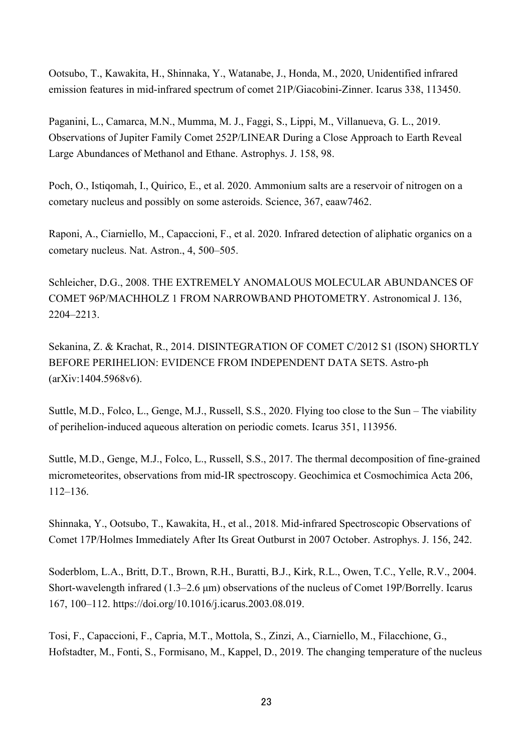Ootsubo, T., Kawakita, H., Shinnaka, Y., Watanabe, J., Honda, M., 2020, Unidentified infrared emission features in mid-infrared spectrum of comet 21P/Giacobini-Zinner. Icarus 338, 113450.

Paganini, L., Camarca, M.N., Mumma, M. J., Faggi, S., Lippi, M., Villanueva, G. L., 2019. Observations of Jupiter Family Comet 252P/LINEAR During a Close Approach to Earth Reveal Large Abundances of Methanol and Ethane. Astrophys. J. 158, 98.

Poch, O., Istiqomah, I., Quirico, E., et al. 2020. Ammonium salts are a reservoir of nitrogen on a cometary nucleus and possibly on some asteroids. Science, 367, eaaw7462.

Raponi, A., Ciarniello, M., Capaccioni, F., et al. 2020. Infrared detection of aliphatic organics on a cometary nucleus. Nat. Astron., 4, 500–505.

Schleicher, D.G., 2008. THE EXTREMELY ANOMALOUS MOLECULAR ABUNDANCES OF COMET 96P/MACHHOLZ 1 FROM NARROWBAND PHOTOMETRY. Astronomical J. 136, 2204–2213.

Sekanina, Z. & Krachat, R., 2014. DISINTEGRATION OF COMET C/2012 S1 (ISON) SHORTLY BEFORE PERIHELION: EVIDENCE FROM INDEPENDENT DATA SETS. Astro-ph (arXiv:1404.5968v6).

Suttle, M.D., Folco, L., Genge, M.J., Russell, S.S., 2020. Flying too close to the Sun – The viability of perihelion-induced aqueous alteration on periodic comets. Icarus 351, 113956.

Suttle, M.D., Genge, M.J., Folco, L., Russell, S.S., 2017. The thermal decomposition of fine-grained micrometeorites, observations from mid-IR spectroscopy. Geochimica et Cosmochimica Acta 206, 112–136.

Shinnaka, Y., Ootsubo, T., Kawakita, H., et al., 2018. Mid-infrared Spectroscopic Observations of Comet 17P/Holmes Immediately After Its Great Outburst in 2007 October. Astrophys. J. 156, 242.

Soderblom, L.A., Britt, D.T., Brown, R.H., Buratti, B.J., Kirk, R.L., Owen, T.C., Yelle, R.V., 2004. Short-wavelength infrared (1.3–2.6 μm) observations of the nucleus of Comet 19P/Borrelly. Icarus 167, 100–112. https://doi.org/10.1016/j.icarus.2003.08.019.

Tosi, F., Capaccioni, F., Capria, M.T., Mottola, S., Zinzi, A., Ciarniello, M., Filacchione, G., Hofstadter, M., Fonti, S., Formisano, M., Kappel, D., 2019. The changing temperature of the nucleus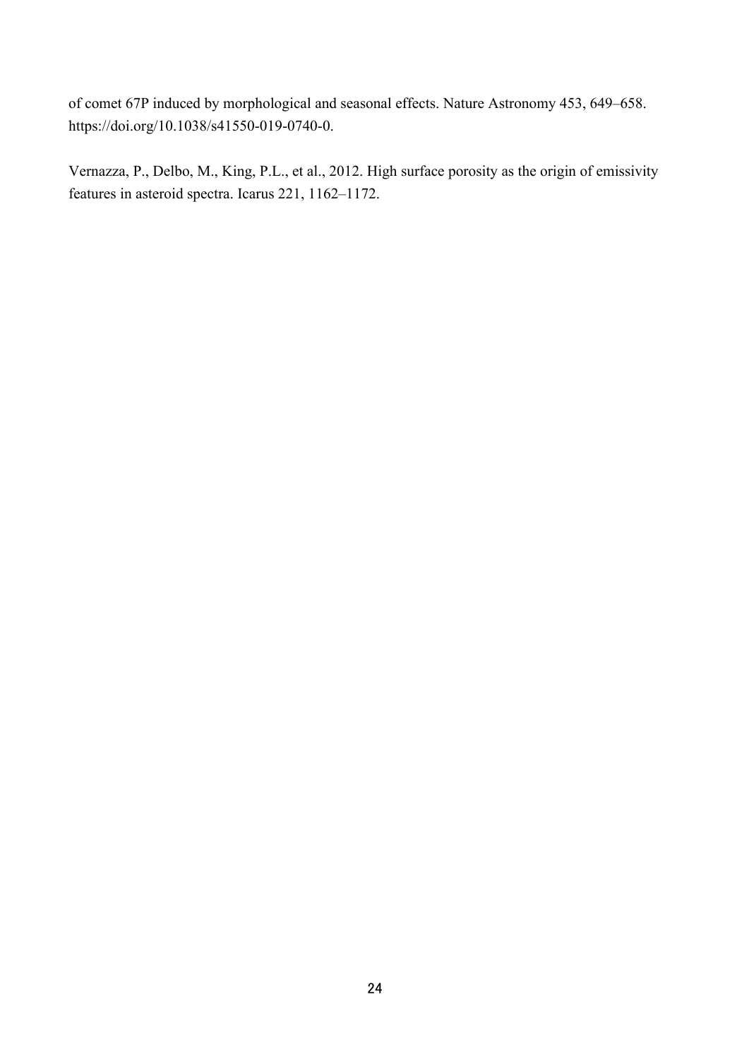of comet 67P induced by morphological and seasonal effects. Nature Astronomy 453, 649–658. https://doi.org/10.1038/s41550-019-0740-0.

Vernazza, P., Delbo, M., King, P.L., et al., 2012. High surface porosity as the origin of emissivity features in asteroid spectra. Icarus 221, 1162–1172.